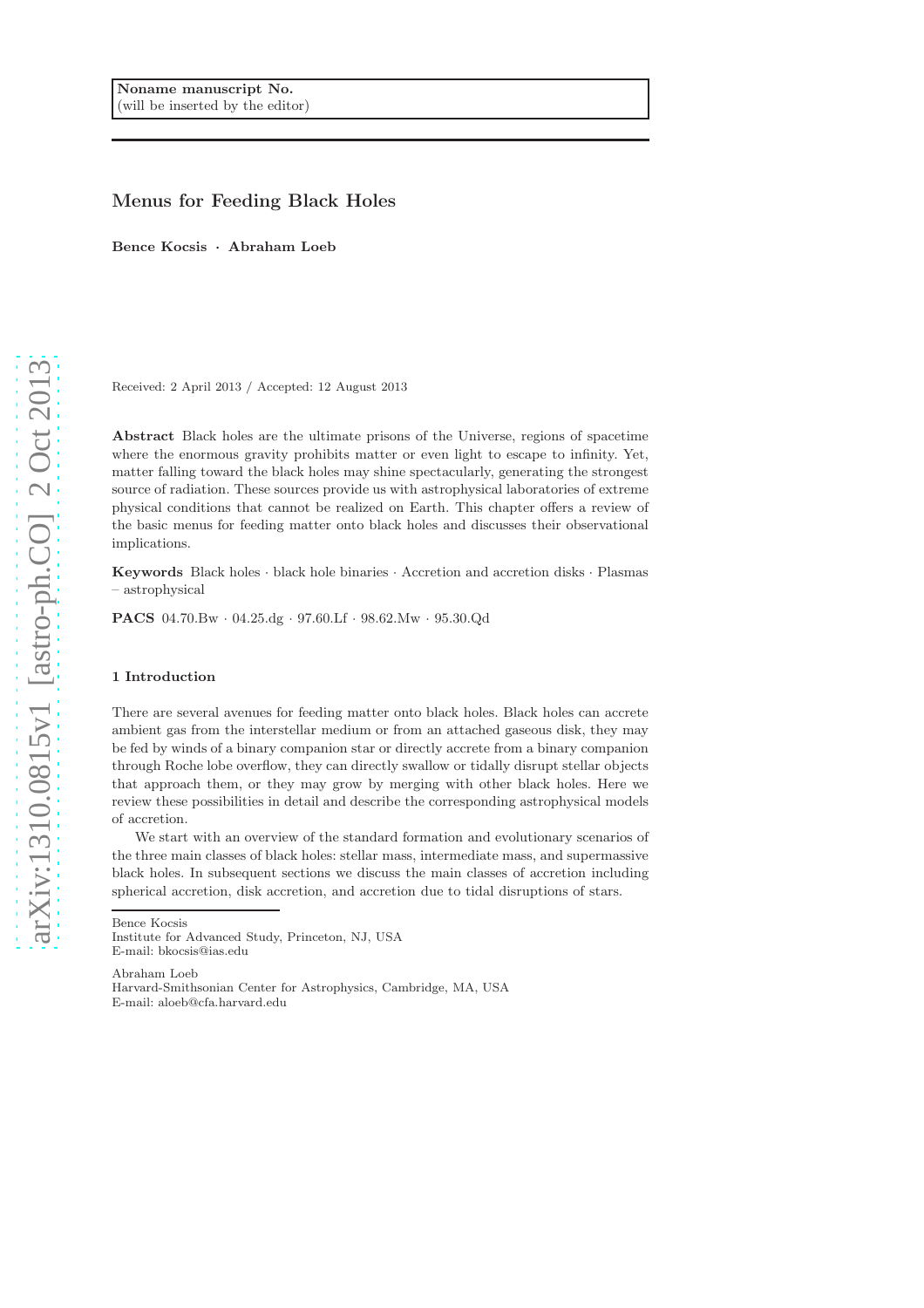Noname manuscript No.
(will be inserted by the editor)

# Menus for Feeding Black Holes

**Bence Kocsis · Abraham Loeb**

Received: 2 April 2013 / Accepted: 12 August 2013

**Abstract** Black holes are the ultimate prisons of the Universe, regions of spacetime where the enormous gravity prohibits matter or even light to escape to infinity. Yet, matter falling toward the black holes may shine spectacularly, generating the strongest source of radiation. These sources provide us with astrophysical laboratories of extreme physical conditions that cannot be realized on Earth. This chapter offers a review of the basic menus for feeding matter onto black holes and discusses their observational implications.

**Keywords** Black holes · black hole binaries · Accretion and accretion disks · Plasmas – astrophysical

**PACS** 04.70.Bw · 04.25.dg · 97.60.Lf · 98.62.Mw · 95.30.Qd

## 1 Introduction

There are several avenues for feeding matter onto black holes. Black holes can accrete ambient gas from the interstellar medium or from an attached gaseous disk, they may be fed by winds of a binary companion star or directly accrete from a binary companion through Roche lobe overflow, they can directly swallow or tidally disrupt stellar objects that approach them, or they may grow by merging with other black holes. Here we review these possibilities in detail and describe the corresponding astrophysical models of accretion.

We start with an overview of the standard formation and evolutionary scenarios of the three main classes of black holes: stellar mass, intermediate mass, and supermassive black holes. In subsequent sections we discuss the main classes of accretion including spherical accretion, disk accretion, and accretion due to tidal disruptions of stars.

Bence Kocsis
Institute for Advanced Study, Princeton, NJ, USA
E-mail: bkocsis@ias.edu

Abraham Loeb
Harvard-Smithsonian Center for Astrophysics, Cambridge, MA, USA
E-mail: aloeb@cfa.harvard.edu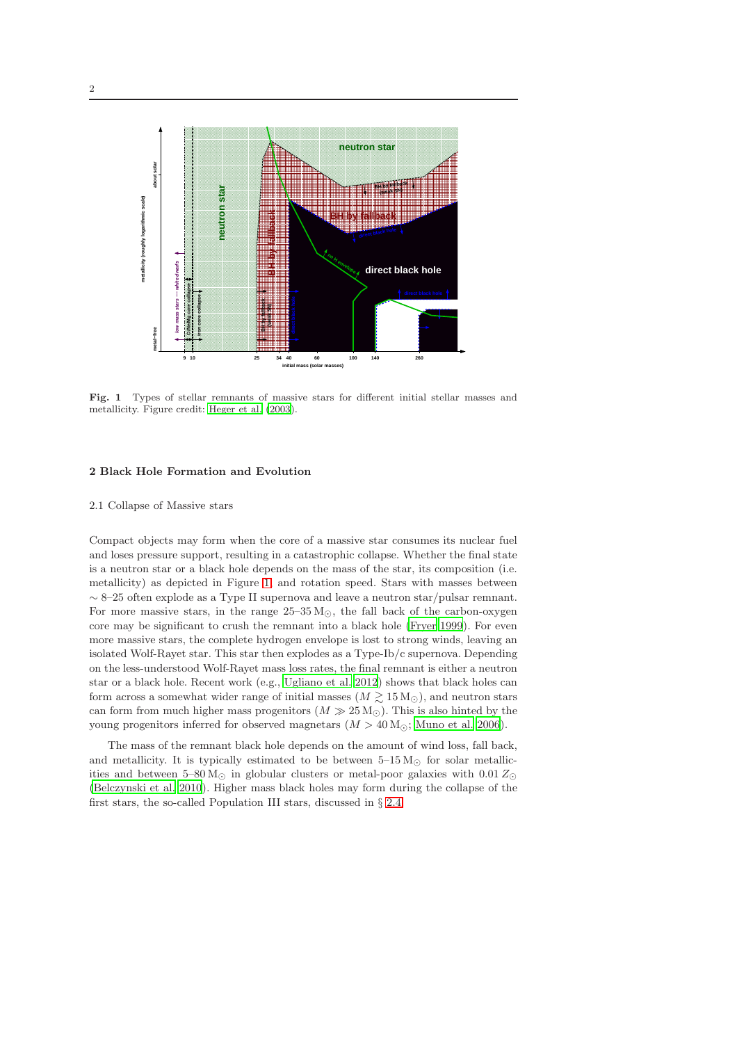**Fig. 1** Types of stellar remnants of massive stars for different initial stellar masses and metallicity. Figure credit: Heger et al. (2003).

## 2 Black Hole Formation and Evolution

### 2.1 Collapse of Massive stars

Compact objects may form when the core of a massive star consumes its nuclear fuel and loses pressure support, resulting in a catastrophic collapse. Whether the final state is a neutron star or a black hole depends on the mass of the star, its composition (i.e. metallicity) as depicted in Figure 1, and rotation speed. Stars with masses between $\sim$ 8–25 often explode as a Type II supernova and leave a neutron star/pulsar remnant. For more massive stars, in the range 25–35 $M_\odot$, the fall back of the carbon-oxygen core may be significant to crush the remnant into a black hole (Fryer 1999). For even more massive stars, the complete hydrogen envelope is lost to strong winds, leaving an isolated Wolf-Rayet star. This star then explodes as a Type-Ib/c supernova. Depending on the less-understood Wolf-Rayet mass loss rates, the final remnant is either a neutron star or a black hole. Recent work (e.g., Ugliano et al. 2012) shows that black holes can form across a somewhat wider range of initial masses ($M \gtrsim 15\,M_\odot$), and neutron stars can form from much higher mass progenitors ($M \gg 25\,M_\odot$). This is also hinted by the young progenitors inferred for observed magnetars ($M > 40\,M_\odot$; Muno et al. 2006).

The mass of the remnant black hole depends on the amount of wind loss, fall back, and metallicity. It is typically estimated to be between 5–15 $M_\odot$ for solar metallicities and between 5–80 $M_\odot$ in globular clusters or metal-poor galaxies with 0.01 $Z_\odot$ (Belczynski et al. 2010). Higher mass black holes may form during the collapse of the first stars, the so-called Population III stars, discussed in § 2.4.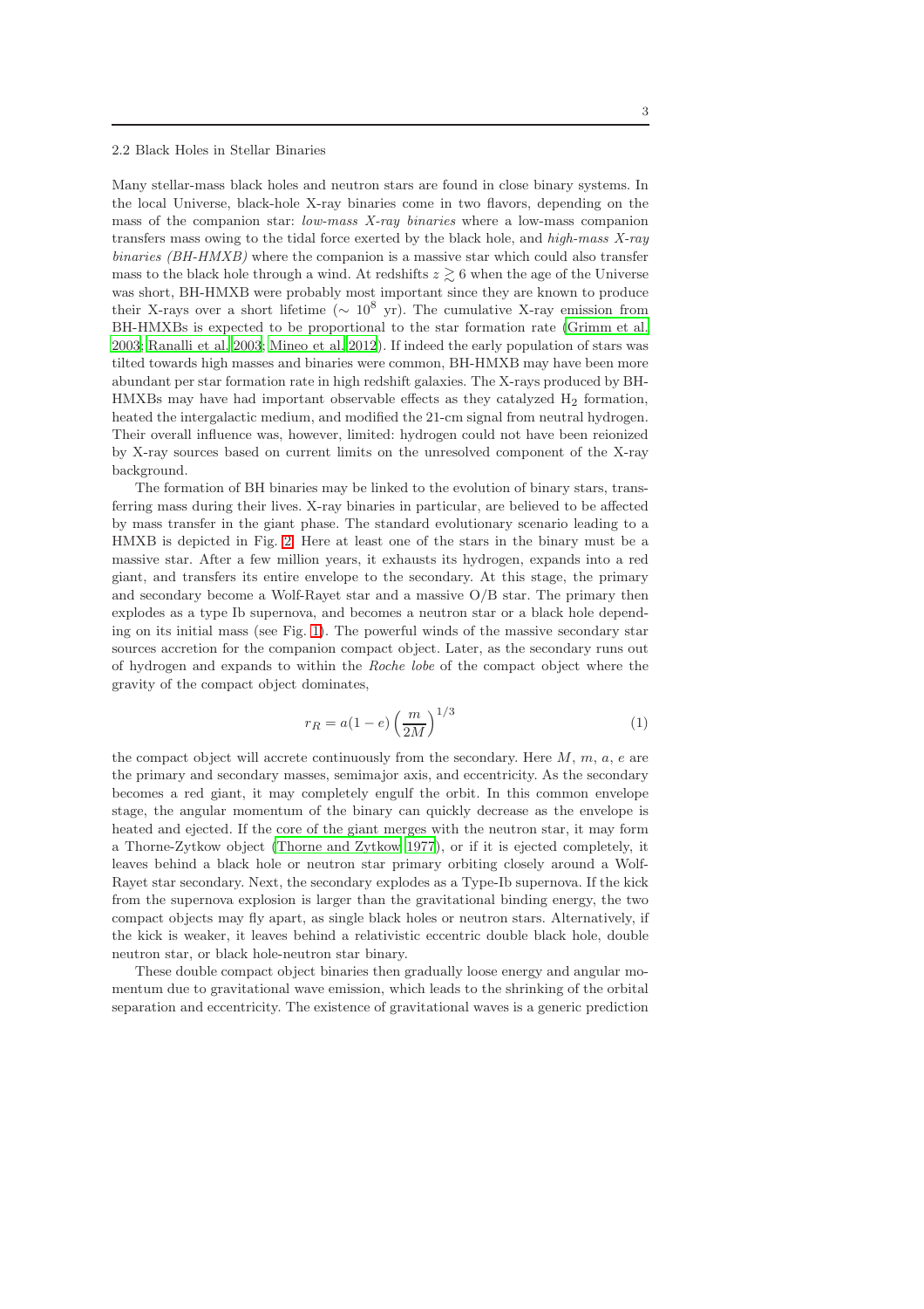## 2.2 Black Holes in Stellar Binaries

Many stellar-mass black holes and neutron stars are found in close binary systems. In the local Universe, black-hole X-ray binaries come in two flavors, depending on the mass of the companion star: *low-mass X-ray binaries* where a low-mass companion transfers mass owing to the tidal force exerted by the black hole, and *high-mass X-ray binaries (BH-HMXB)* where the companion is a massive star which could also transfer mass to the black hole through a wind. At redshifts $z \gtrsim 6$ when the age of the Universe was short, BH-HMXB were probably most important since they are known to produce their X-rays over a short lifetime ($\sim 10^8$ yr). The cumulative X-ray emission from BH-HMXBs is expected to be proportional to the star formation rate (Grimm et al. 2003; Ranalli et al. 2003; Mineo et al. 2012). If indeed the early population of stars was tilted towards high masses and binaries were common, BH-HMXB may have been more abundant per star formation rate in high redshift galaxies. The X-rays produced by BH-HMXBs may have had important observable effects as they catalyzed $H_2$ formation, heated the intergalactic medium, and modified the 21-cm signal from neutral hydrogen. Their overall influence was, however, limited: hydrogen could not have been reionized by X-ray sources based on current limits on the unresolved component of the X-ray background.

The formation of BH binaries may be linked to the evolution of binary stars, transferring mass during their lives. X-ray binaries in particular, are believed to be affected by mass transfer in the giant phase. The standard evolutionary scenario leading to a HMXB is depicted in Fig. 2. Here at least one of the stars in the binary must be a massive star. After a few million years, it exhausts its hydrogen, expands into a red giant, and transfers its entire envelope to the secondary. At this stage, the primary and secondary become a Wolf-Rayet star and a massive O/B star. The primary then explodes as a type Ib supernova, and becomes a neutron star or a black hole depending on its initial mass (see Fig. 1). The powerful winds of the massive secondary star sources accretion for the companion compact object. Later, as the secondary runs out of hydrogen and expands to within the *Roche lobe* of the compact object where the gravity of the compact object dominates,

$$r_R = a(1-e)\left(\frac{m}{2M}\right)^{1/3} \tag{1}$$

the compact object will accrete continuously from the secondary. Here $M$, $m$, $a$, $e$ are the primary and secondary masses, semimajor axis, and eccentricity. As the secondary becomes a red giant, it may completely engulf the orbit. In this common envelope stage, the angular momentum of the binary can quickly decrease as the envelope is heated and ejected. If the core of the giant merges with the neutron star, it may form a Thorne-Zytkow object (Thorne and Zytkow 1977), or if it is ejected completely, it leaves behind a black hole or neutron star primary orbiting closely around a Wolf-Rayet star secondary. Next, the secondary explodes as a Type-Ib supernova. If the kick from the supernova explosion is larger than the gravitational binding energy, the two compact objects may fly apart, as single black holes or neutron stars. Alternatively, if the kick is weaker, it leaves behind a relativistic eccentric double black hole, double neutron star, or black hole-neutron star binary.

These double compact object binaries then gradually loose energy and angular momentum due to gravitational wave emission, which leads to the shrinking of the orbital separation and eccentricity. The existence of gravitational waves is a generic prediction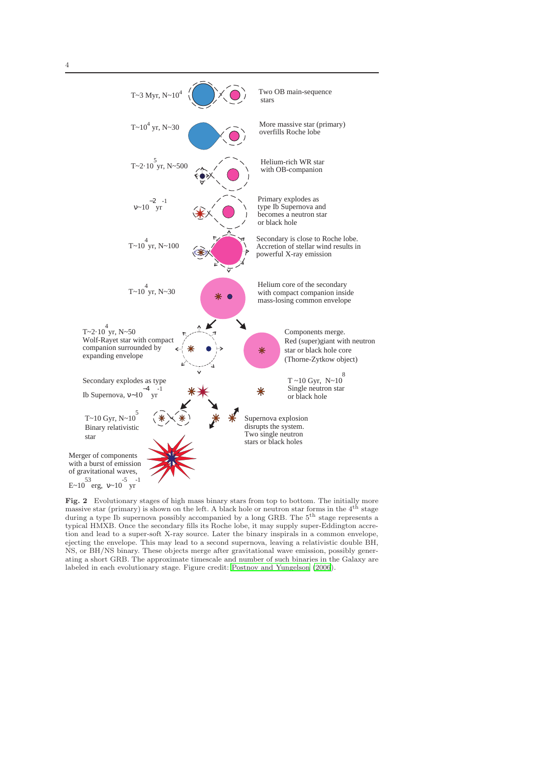T~3 Myr, N~$10^4$ — Two OB main-sequence stars

T~$10^4$ yr, N~30 — More massive star (primary) overfills Roche lobe

T~$2 \cdot 10^5$ yr, N~500 — Helium-rich WR star with OB-companion

$\nu$~$10^{-2}$ $yr^{-1}$ — Primary explodes as type Ib Supernova and becomes a neutron star or black hole

T~$10^4$ yr, N~100 — Secondary is close to Roche lobe. Accretion of stellar wind results in powerful X-ray emission

T~$10^4$ yr, N~30 — Helium core of the secondary with compact companion inside mass-losing common envelope

T~$2 \cdot 10^4$ yr, N~50 Wolf-Rayet star with compact companion surrounded by expanding envelope

Components merge. Red (super)giant with neutron star or black hole core (Thorne-Zytkow object)

Secondary explodes as type Ib Supernova, $\nu$~$10^{-4}$ $yr^{-1}$

T ~10 Gyr, N~$10^8$ Single neutron star or black hole

T~10 Gyr, N~$10^5$ Binary relativistic star

Supernova explosion disrupts the system. Two single neutron stars or black holes

Merger of components with a burst of emission of gravitational waves, E~$10^{53}$ erg, $\nu$~$10^{-5}$ $yr^{-1}$

**Fig. 2** Evolutionary stages of high mass binary stars from top to bottom. The initially more massive star (primary) is shown on the left. A black hole or neutron star forms in the 4$^{th}$ stage during a type Ib supernova possibly accompanied by a long GRB. The 5$^{th}$ stage represents a typical HMXB. Once the secondary fills its Roche lobe, it may supply super-Eddington accretion and lead to a super-soft X-ray source. Later the binary inspirals in a common envelope, ejecting the envelope. This may lead to a second supernova, leaving a relativistic double BH, NS, or BH/NS binary. These objects merge after gravitational wave emission, possibly generating a short GRB. The approximate timescale and number of such binaries in the Galaxy are labeled in each evolutionary stage. Figure credit: Postnov and Yungelson (2006).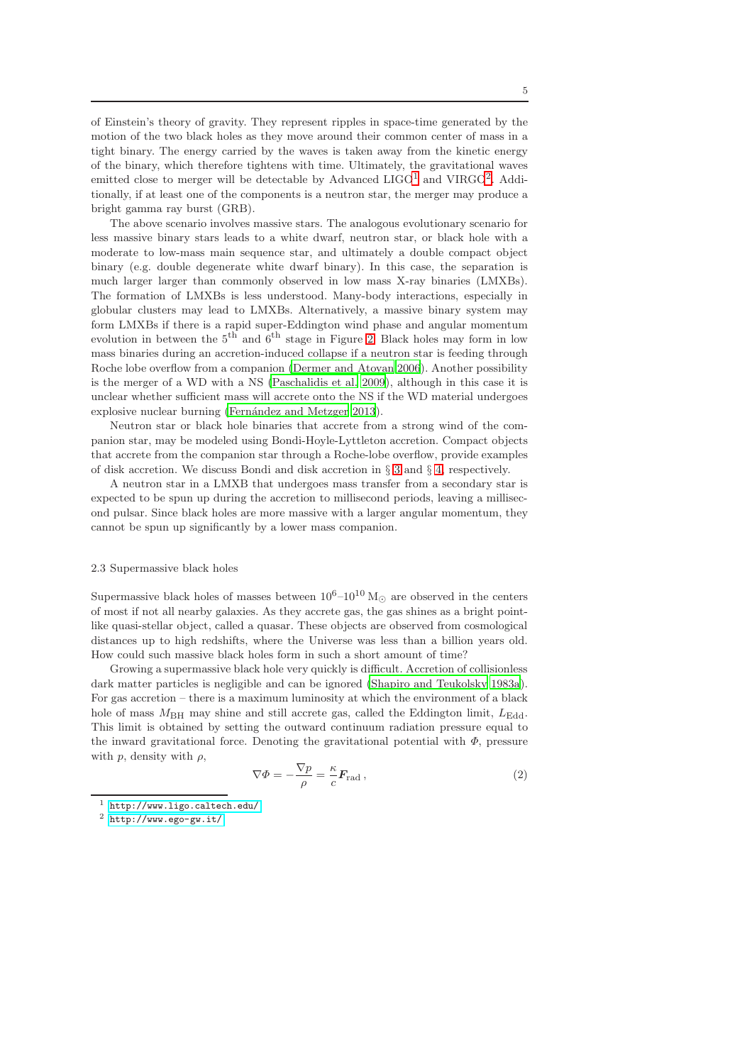of Einstein's theory of gravity. They represent ripples in space-time generated by the motion of the two black holes as they move around their common center of mass in a tight binary. The energy carried by the waves is taken away from the kinetic energy of the binary, which therefore tightens with time. Ultimately, the gravitational waves emitted close to merger will be detectable by Advanced LIGO[1] and VIRGO[2]. Additionally, if at least one of the components is a neutron star, the merger may produce a bright gamma ray burst (GRB).

The above scenario involves massive stars. The analogous evolutionary scenario for less massive binary stars leads to a white dwarf, neutron star, or black hole with a moderate to low-mass main sequence star, and ultimately a double compact object binary (e.g. double degenerate white dwarf binary). In this case, the separation is much larger larger than commonly observed in low mass X-ray binaries (LMXBs). The formation of LMXBs is less understood. Many-body interactions, especially in globular clusters may lead to LMXBs. Alternatively, a massive binary system may form LMXBs if there is a rapid super-Eddington wind phase and angular momentum evolution in between the 5$^{\text{th}}$ and 6$^{\text{th}}$ stage in Figure 2. Black holes may form in low mass binaries during an accretion-induced collapse if a neutron star is feeding through Roche lobe overflow from a companion (Dermer and Atoyan 2006). Another possibility is the merger of a WD with a NS (Paschalidis et al. 2009), although in this case it is unclear whether sufficient mass will accrete onto the NS if the WD material undergoes explosive nuclear burning (Fernández and Metzger 2013).

Neutron star or black hole binaries that accrete from a strong wind of the companion star, may be modeled using Bondi-Hoyle-Lyttleton accretion. Compact objects that accrete from the companion star through a Roche-lobe overflow, provide examples of disk accretion. We discuss Bondi and disk accretion in § 3 and § 4, respectively.

A neutron star in a LMXB that undergoes mass transfer from a secondary star is expected to be spun up during the accretion to millisecond periods, leaving a millisecond pulsar. Since black holes are more massive with a larger angular momentum, they cannot be spun up significantly by a lower mass companion.

### 2.3 Supermassive black holes

Supermassive black holes of masses between $10^6$–$10^{10}\,\mathrm{M}_\odot$ are observed in the centers of most if not all nearby galaxies. As they accrete gas, the gas shines as a bright point-like quasi-stellar object, called a quasar. These objects are observed from cosmological distances up to high redshifts, where the Universe was less than a billion years old. How could such massive black holes form in such a short amount of time?

Growing a supermassive black hole very quickly is difficult. Accretion of collisionless dark matter particles is negligible and can be ignored (Shapiro and Teukolsky 1983a). For gas accretion – there is a maximum luminosity at which the environment of a black hole of mass $M_{\mathrm{BH}}$ may shine and still accrete gas, called the Eddington limit, $L_{\mathrm{Edd}}$. This limit is obtained by setting the outward continuum radiation pressure equal to the inward gravitational force. Denoting the gravitational potential with $\Phi$, pressure with $p$, density with $\rho$,

$$\nabla \Phi = -\frac{\nabla p}{\rho} = \frac{\kappa}{c}\boldsymbol{F}_{\mathrm{rad}}\,, \tag{2}$$

[1] http://www.ligo.caltech.edu/

[2] http://www.ego-gw.it/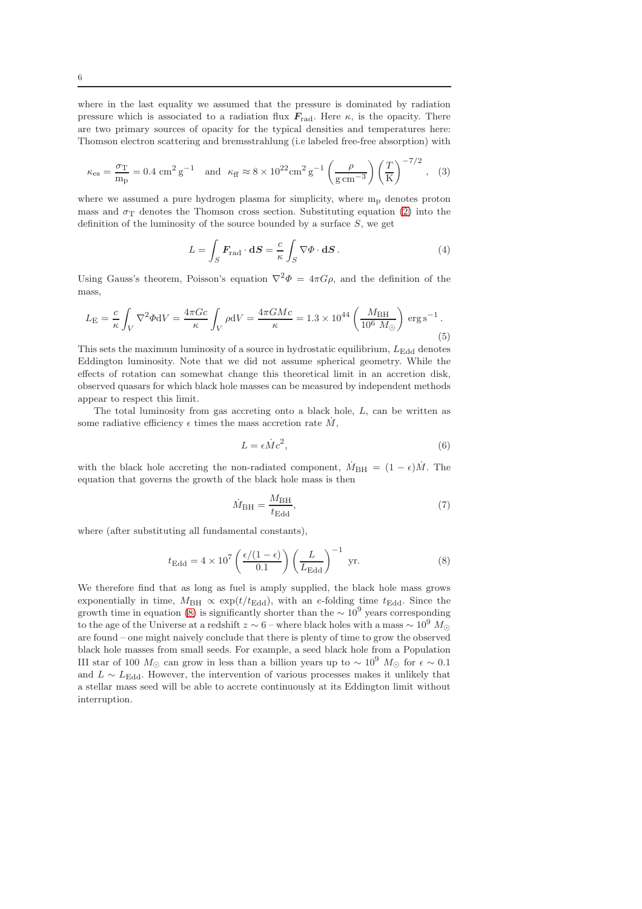where in the last equality we assumed that the pressure is dominated by radiation pressure which is associated to a radiation flux $\boldsymbol{F}_{\rm rad}$. Here $\kappa$, is the opacity. There are two primary sources of opacity for the typical densities and temperatures here: Thomson electron scattering and bremsstrahlung (i.e labeled free-free absorption) with

$$\kappa_{\rm es} = \frac{\sigma_{\rm T}}{\rm m_p} = 0.4 \ {\rm cm^2 \, g^{-1}} \quad \text{and} \quad \kappa_{\rm ff} \approx 8 \times 10^{22} {\rm cm^2 \, g^{-1}} \left(\frac{\rho}{\rm g \, cm^{-3}}\right) \left(\frac{T}{\rm K}\right)^{-7/2}, \quad (3)$$

where we assumed a pure hydrogen plasma for simplicity, where $\rm m_p$ denotes proton mass and $\sigma_{\rm T}$ denotes the Thomson cross section. Substituting equation (2) into the definition of the luminosity of the source bounded by a surface $S$, we get

$$L = \int_S \boldsymbol{F}_{\rm rad} \cdot \mathbf{d}\boldsymbol{S} = \frac{c}{\kappa} \int_S \nabla \Phi \cdot \mathbf{d}\boldsymbol{S} \,. \quad (4)$$

Using Gauss's theorem, Poisson's equation $\nabla^2 \Phi = 4\pi G \rho$, and the definition of the mass,

$$L_{\rm E} = \frac{c}{\kappa} \int_V \nabla^2 \Phi {\rm d}V = \frac{4\pi G c}{\kappa} \int_V \rho {\rm d}V = \frac{4\pi G M c}{\kappa} = 1.3 \times 10^{44} \left(\frac{M_{\rm BH}}{10^6 \ M_\odot}\right) {\rm erg \, s^{-1}} \,. \quad (5)$$

This sets the maximum luminosity of a source in hydrostatic equilibrium, $L_{\rm Edd}$ denotes Eddington luminosity. Note that we did not assume spherical geometry. While the effects of rotation can somewhat change this theoretical limit in an accretion disk, observed quasars for which black hole masses can be measured by independent methods appear to respect this limit.

The total luminosity from gas accreting onto a black hole, $L$, can be written as some radiative efficiency $\epsilon$ times the mass accretion rate $\dot{M}$,

$$L = \epsilon \dot{M} c^2, \quad (6)$$

with the black hole accreting the non-radiated component, $\dot{M}_{\rm BH} = (1-\epsilon)\dot{M}$. The equation that governs the growth of the black hole mass is then

$$\dot{M}_{\rm BH} = \frac{M_{\rm BH}}{t_{\rm Edd}}, \quad (7)$$

where (after substituting all fundamental constants),

$$t_{\rm Edd} = 4 \times 10^7 \left(\frac{\epsilon/(1-\epsilon)}{0.1}\right) \left(\frac{L}{L_{\rm Edd}}\right)^{-1} \ {\rm yr}. \quad (8)$$

We therefore find that as long as fuel is amply supplied, the black hole mass grows exponentially in time, $M_{\rm BH} \propto \exp(t/t_{\rm Edd})$, with an $e$-folding time $t_{\rm Edd}$. Since the growth time in equation (8) is significantly shorter than the $\sim 10^9$ years corresponding to the age of the Universe at a redshift $z \sim 6$ – where black holes with a mass $\sim 10^9 \ M_\odot$ are found – one might naively conclude that there is plenty of time to grow the observed black hole masses from small seeds. For example, a seed black hole from a Population III star of $100 \ M_\odot$ can grow in less than a billion years up to $\sim 10^9 \ M_\odot$ for $\epsilon \sim 0.1$ and $L \sim L_{\rm Edd}$. However, the intervention of various processes makes it unlikely that a stellar mass seed will be able to accrete continuously at its Eddington limit without interruption.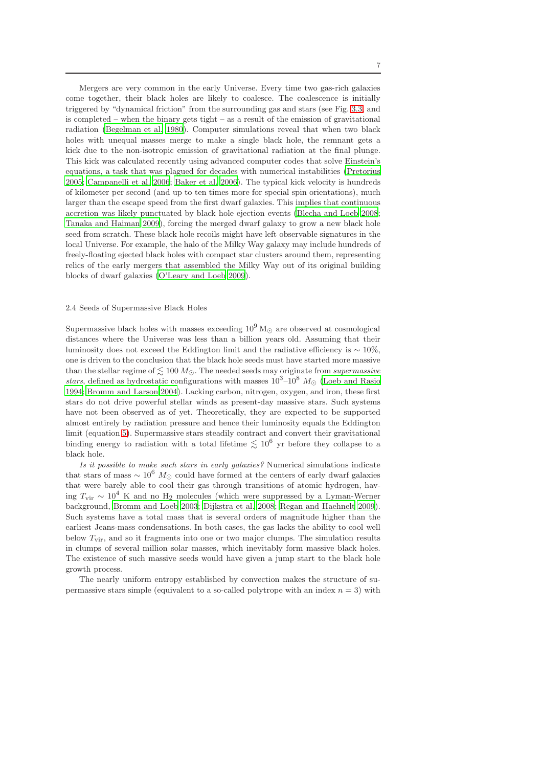Mergers are very common in the early Universe. Every time two gas-rich galaxies come together, their black holes are likely to coalesce. The coalescence is initially triggered by "dynamical friction" from the surrounding gas and stars (see Fig. 3.3, and is completed – when the binary gets tight – as a result of the emission of gravitational radiation (Begelman et al. 1980). Computer simulations reveal that when two black holes with unequal masses merge to make a single black hole, the remnant gets a kick due to the non-isotropic emission of gravitational radiation at the final plunge. This kick was calculated recently using advanced computer codes that solve Einstein's equations, a task that was plagued for decades with numerical instabilities (Pretorius 2005; Campanelli et al. 2006; Baker et al. 2006). The typical kick velocity is hundreds of kilometer per second (and up to ten times more for special spin orientations), much larger than the escape speed from the first dwarf galaxies. This implies that continuous accretion was likely punctuated by black hole ejection events (Blecha and Loeb 2008; Tanaka and Haiman 2009), forcing the merged dwarf galaxy to grow a new black hole seed from scratch. These black hole recoils might have left observable signatures in the local Universe. For example, the halo of the Milky Way galaxy may include hundreds of freely-floating ejected black holes with compact star clusters around them, representing relics of the early mergers that assembled the Milky Way out of its original building blocks of dwarf galaxies (O'Leary and Loeb 2009).

## 2.4 Seeds of Supermassive Black Holes

Supermassive black holes with masses exceeding $10^9\,\mathrm{M}_\odot$ are observed at cosmological distances where the Universe was less than a billion years old. Assuming that their luminosity does not exceed the Eddington limit and the radiative efficiency is $\sim 10\%$, one is driven to the conclusion that the black hole seeds must have started more massive than the stellar regime of $\lesssim 100\,M_\odot$. The needed seeds may originate from *supermassive stars*, defined as hydrostatic configurations with masses $10^3$–$10^8\,M_\odot$ (Loeb and Rasio 1994; Bromm and Larson 2004). Lacking carbon, nitrogen, oxygen, and iron, these first stars do not drive powerful stellar winds as present-day massive stars. Such systems have not been observed as of yet. Theoretically, they are expected to be supported almost entirely by radiation pressure and hence their luminosity equals the Eddington limit (equation 5). Supermassive stars steadily contract and convert their gravitational binding energy to radiation with a total lifetime $\lesssim 10^6$ yr before they collapse to a black hole.

*Is it possible to make such stars in early galaxies?* Numerical simulations indicate that stars of mass $\sim 10^6\,M_\odot$ could have formed at the centers of early dwarf galaxies that were barely able to cool their gas through transitions of atomic hydrogen, having $T_{\rm vir} \sim 10^4$ K and no $H_2$ molecules (which were suppressed by a Lyman-Werner background, Bromm and Loeb 2003; Dijkstra et al. 2008; Regan and Haehnelt 2009). Such systems have a total mass that is several orders of magnitude higher than the earliest Jeans-mass condensations. In both cases, the gas lacks the ability to cool well below $T_{\rm vir}$, and so it fragments into one or two major clumps. The simulation results in clumps of several million solar masses, which inevitably form massive black holes. The existence of such massive seeds would have given a jump start to the black hole growth process.

The nearly uniform entropy established by convection makes the structure of supermassive stars simple (equivalent to a so-called polytrope with an index $n = 3$) with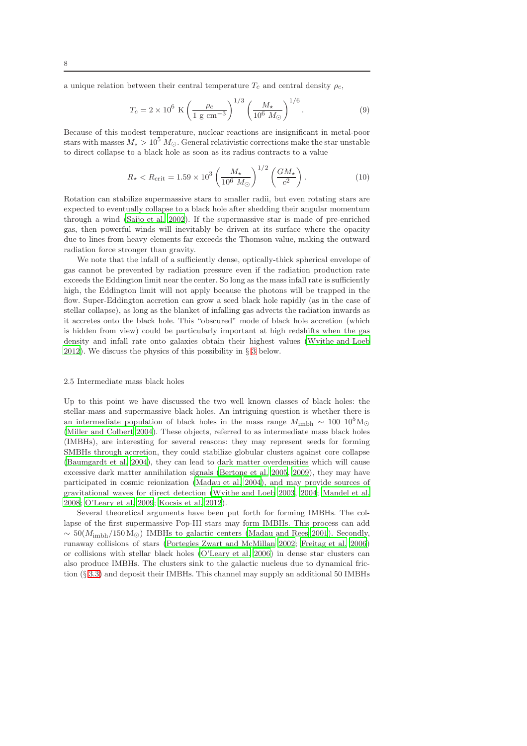a unique relation between their central temperature $T_c$ and central density $\rho_c$,

$$T_c = 2 \times 10^6 \text{ K} \left( \frac{\rho_c}{1 \text{ g cm}^{-3}} \right)^{1/3} \left( \frac{M_\star}{10^6 \ M_\odot} \right)^{1/6}. \tag{9}$$

Because of this modest temperature, nuclear reactions are insignificant in metal-poor stars with masses $M_\star > 10^5 \ M_\odot$. General relativistic corrections make the star unstable to direct collapse to a black hole as soon as its radius contracts to a value

$$R_\star < R_{\rm crit} = 1.59 \times 10^3 \left( \frac{M_\star}{10^6 \ M_\odot} \right)^{1/2} \left( \frac{GM_\star}{c^2} \right). \tag{10}$$

Rotation can stabilize supermassive stars to smaller radii, but even rotating stars are expected to eventually collapse to a black hole after shedding their angular momentum through a wind (Saijo et al. 2002). If the supermassive star is made of pre-enriched gas, then powerful winds will inevitably be driven at its surface where the opacity due to lines from heavy elements far exceeds the Thomson value, making the outward radiation force stronger than gravity.

We note that the infall of a sufficiently dense, optically-thick spherical envelope of gas cannot be prevented by radiation pressure even if the radiation production rate exceeds the Eddington limit near the center. So long as the mass infall rate is sufficiently high, the Eddington limit will not apply because the photons will be trapped in the flow. Super-Eddington accretion can grow a seed black hole rapidly (as in the case of stellar collapse), as long as the blanket of infalling gas advects the radiation inwards as it accretes onto the black hole. This "obscured" mode of black hole accretion (which is hidden from view) could be particularly important at high redshifts when the gas density and infall rate onto galaxies obtain their highest values (Wyithe and Loeb 2012). We discuss the physics of this possibility in § 3 below.

### 2.5 Intermediate mass black holes

Up to this point we have discussed the two well known classes of black holes: the stellar-mass and supermassive black holes. An intriguing question is whether there is an intermediate population of black holes in the mass range $M_{\rm imbh} \sim 100$–$10^5 \rm M_\odot$ (Miller and Colbert 2004). These objects, referred to as intermediate mass black holes (IMBHs), are interesting for several reasons: they may represent seeds for forming SMBHs through accretion, they could stabilize globular clusters against core collapse (Baumgardt et al. 2004), they can lead to dark matter overdensities which will cause excessive dark matter annihilation signals (Bertone et al. 2005, 2009), they may have participated in cosmic reionization (Madau et al. 2004), and may provide sources of gravitational waves for direct detection (Wyithe and Loeb 2003, 2004; Mandel et al. 2008; O'Leary et al. 2009; Kocsis et al. 2012).

Several theoretical arguments have been put forth for forming IMBHs. The collapse of the first supermassive Pop-III stars may form IMBHs. This process can add $\sim 50(M_{\rm imbh}/150 \, \rm M_\odot)$ IMBHs to galactic centers (Madau and Rees 2001). Secondly, runaway collisions of stars (Portegies Zwart and McMillan 2002; Freitag et al. 2006) or collisions with stellar black holes (O'Leary et al. 2006) in dense star clusters can also produce IMBHs. The clusters sink to the galactic nucleus due to dynamical friction (§ 3.3) and deposit their IMBHs. This channel may supply an additional 50 IMBHs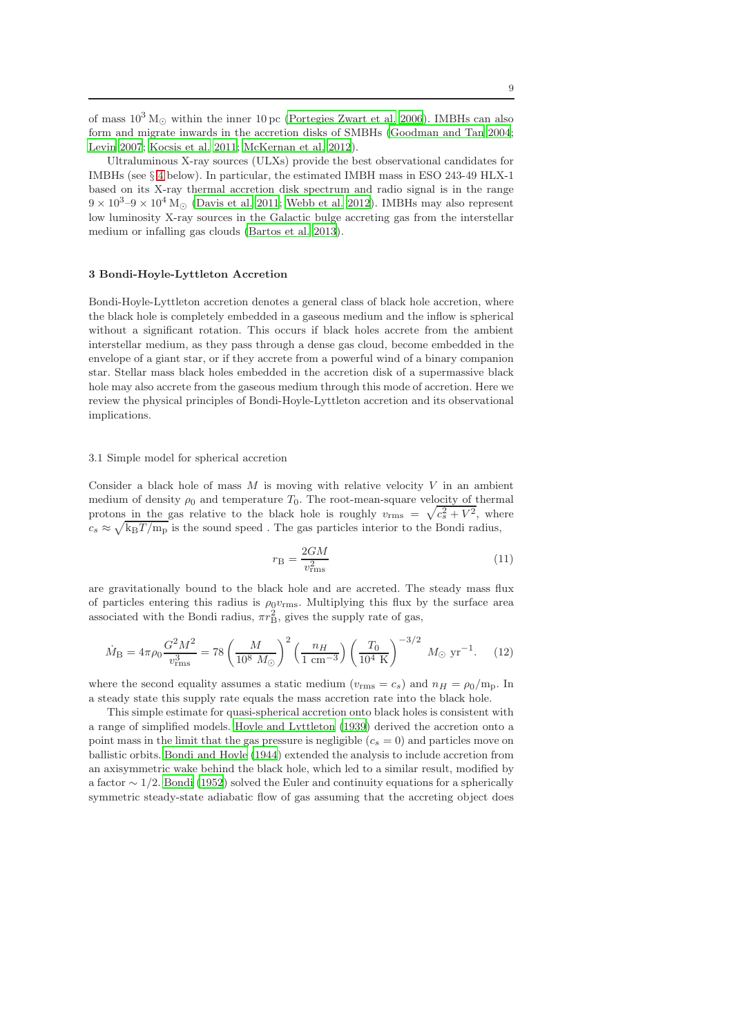of mass $10^3\,\mathrm{M}_\odot$ within the inner 10 pc (Portegies Zwart et al. 2006). IMBHs can also form and migrate inwards in the accretion disks of SMBHs (Goodman and Tan 2004; Levin 2007; Kocsis et al. 2011; McKernan et al. 2012).

Ultraluminous X-ray sources (ULXs) provide the best observational candidates for IMBHs (see § 4 below). In particular, the estimated IMBH mass in ESO 243-49 HLX-1 based on its X-ray thermal accretion disk spectrum and radio signal is in the range $9 \times 10^3$–$9 \times 10^4\,\mathrm{M}_\odot$ (Davis et al. 2011; Webb et al. 2012). IMBHs may also represent low luminosity X-ray sources in the Galactic bulge accreting gas from the interstellar medium or infalling gas clouds (Bartos et al. 2013).

## 3 Bondi-Hoyle-Lyttleton Accretion

Bondi-Hoyle-Lyttleton accretion denotes a general class of black hole accretion, where the black hole is completely embedded in a gaseous medium and the inflow is spherical without a significant rotation. This occurs if black holes accrete from the ambient interstellar medium, as they pass through a dense gas cloud, become embedded in the envelope of a giant star, or if they accrete from a powerful wind of a binary companion star. Stellar mass black holes embedded in the accretion disk of a supermassive black hole may also accrete from the gaseous medium through this mode of accretion. Here we review the physical principles of Bondi-Hoyle-Lyttleton accretion and its observational implications.

### 3.1 Simple model for spherical accretion

Consider a black hole of mass $M$ is moving with relative velocity $V$ in an ambient medium of density $\rho_0$ and temperature $T_0$. The root-mean-square velocity of thermal protons in the gas relative to the black hole is roughly $v_{\rm rms} = \sqrt{c_s^2 + V^2}$, where $c_s \approx \sqrt{\mathrm{k_B}T/\mathrm{m_p}}$ is the sound speed . The gas particles interior to the Bondi radius,

$$r_{\rm B} = \frac{2GM}{v_{\rm rms}^2} \tag{11}$$

are gravitationally bound to the black hole and are accreted. The steady mass flux of particles entering this radius is $\rho_0 v_{\rm rms}$. Multiplying this flux by the surface area associated with the Bondi radius, $\pi r_{\rm B}^2$, gives the supply rate of gas,

$$\dot{M}_{\rm B} = 4\pi\rho_0 \frac{G^2M^2}{v_{\rm rms}^3} = 78 \left(\frac{M}{10^8\ M_\odot}\right)^2 \left(\frac{n_H}{1\ \mathrm{cm}^{-3}}\right) \left(\frac{T_0}{10^4\ \mathrm{K}}\right)^{-3/2}\ M_\odot\ \mathrm{yr}^{-1}. \tag{12}$$

where the second equality assumes a static medium ($v_{\rm rms} = c_s$) and $n_H = \rho_0/\mathrm{m_p}$. In a steady state this supply rate equals the mass accretion rate into the black hole.

This simple estimate for quasi-spherical accretion onto black holes is consistent with a range of simplified models. Hoyle and Lyttleton (1939) derived the accretion onto a point mass in the limit that the gas pressure is negligible ($c_s = 0$) and particles move on ballistic orbits. Bondi and Hoyle (1944) extended the analysis to include accretion from an axisymmetric wake behind the black hole, which led to a similar result, modified by a factor $\sim 1/2$. Bondi (1952) solved the Euler and continuity equations for a spherically symmetric steady-state adiabatic flow of gas assuming that the accreting object does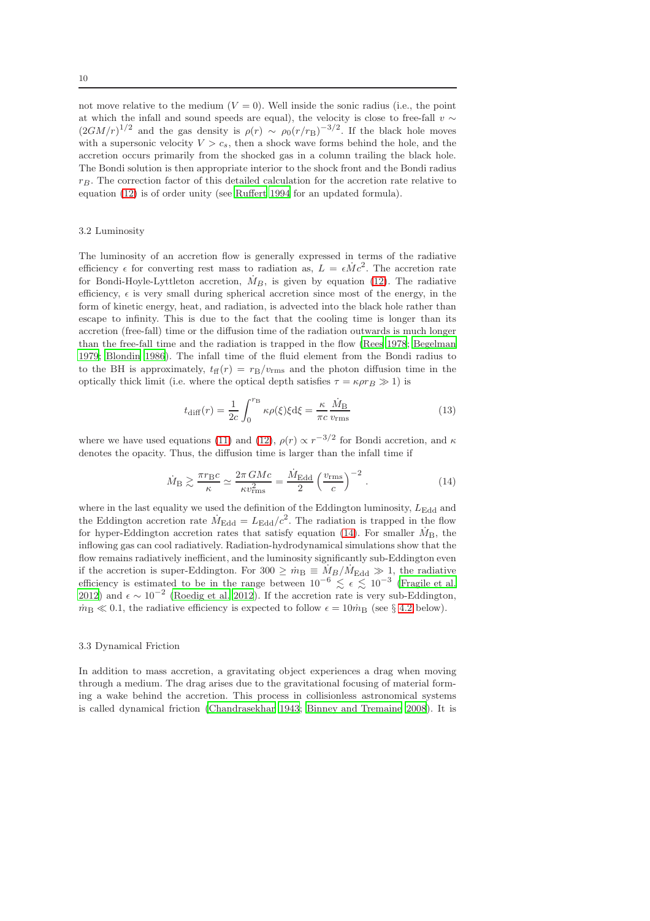not move relative to the medium ($V = 0$). Well inside the sonic radius (i.e., the point at which the infall and sound speeds are equal), the velocity is close to free-fall $v \sim (2GM/r)^{1/2}$ and the gas density is $\rho(r) \sim \rho_0 (r/r_{\rm B})^{-3/2}$. If the black hole moves with a supersonic velocity $V > c_s$, then a shock wave forms behind the hole, and the accretion occurs primarily from the shocked gas in a column trailing the black hole. The Bondi solution is then appropriate interior to the shock front and the Bondi radius $r_B$. The correction factor of this detailed calculation for the accretion rate relative to equation (12) is of order unity (see Ruffert 1994 for an updated formula).

### 3.2 Luminosity

The luminosity of an accretion flow is generally expressed in terms of the radiative efficiency $\epsilon$ for converting rest mass to radiation as, $L = \epsilon \dot{M} c^2$. The accretion rate for Bondi-Hoyle-Lyttleton accretion, $\dot{M}_B$, is given by equation (12). The radiative efficiency, $\epsilon$ is very small during spherical accretion since most of the energy, in the form of kinetic energy, heat, and radiation, is advected into the black hole rather than escape to infinity. This is due to the fact that the cooling time is longer than its accretion (free-fall) time or the diffusion time of the radiation outwards is much longer than the free-fall time and the radiation is trapped in the flow (Rees 1978; Begelman 1979; Blondin 1986). The infall time of the fluid element from the Bondi radius to to the BH is approximately, $t_{\rm ff}(r) = r_{\rm B}/v_{\rm rms}$ and the photon diffusion time in the optically thick limit (i.e. where the optical depth satisfies $\tau = \kappa \rho r_B \gg 1$) is

$$t_{\rm diff}(r) = \frac{1}{2c} \int_0^{r_{\rm B}} \kappa \rho(\xi) \xi {\rm d}\xi = \frac{\kappa}{\pi c} \frac{\dot{M}_{\rm B}}{v_{\rm rms}} \tag{13}$$

where we have used equations (11) and (12), $\rho(r) \propto r^{-3/2}$ for Bondi accretion, and $\kappa$ denotes the opacity. Thus, the diffusion time is larger than the infall time if

$$\dot{M}_{\rm B} \gtrsim \frac{\pi r_{\rm B} c}{\kappa} \simeq \frac{2\pi\, GMc}{\kappa v_{\rm rms}^2} = \frac{\dot{M}_{\rm Edd}}{2} \left( \frac{v_{\rm rms}}{c} \right)^{-2} . \tag{14}$$

where in the last equality we used the definition of the Eddington luminosity, $L_{\rm Edd}$ and the Eddington accretion rate $\dot{M}_{\rm Edd} = L_{\rm Edd}/c^2$. The radiation is trapped in the flow for hyper-Eddington accretion rates that satisfy equation (14). For smaller $\dot{M}_{\rm B}$, the inflowing gas can cool radiatively. Radiation-hydrodynamical simulations show that the flow remains radiatively inefficient, and the luminosity significantly sub-Eddington even if the accretion is super-Eddington. For $300 \geq \dot{m}_{\rm B} \equiv \dot{M}_B/\dot{M}_{\rm Edd} \gg 1$, the radiative efficiency is estimated to be in the range between $10^{-6} \lesssim \epsilon \lesssim 10^{-3}$ (Fragile et al. 2012) and $\epsilon \sim 10^{-2}$ (Roedig et al. 2012). If the accretion rate is very sub-Eddington, $\dot{m}_{\rm B} \ll 0.1$, the radiative efficiency is expected to follow $\epsilon = 10 \dot{m}_{\rm B}$ (see § 4.2 below).

### 3.3 Dynamical Friction

In addition to mass accretion, a gravitating object experiences a drag when moving through a medium. The drag arises due to the gravitational focusing of material forming a wake behind the accretion. This process in collisionless astronomical systems is called dynamical friction (Chandrasekhar 1943; Binney and Tremaine 2008). It is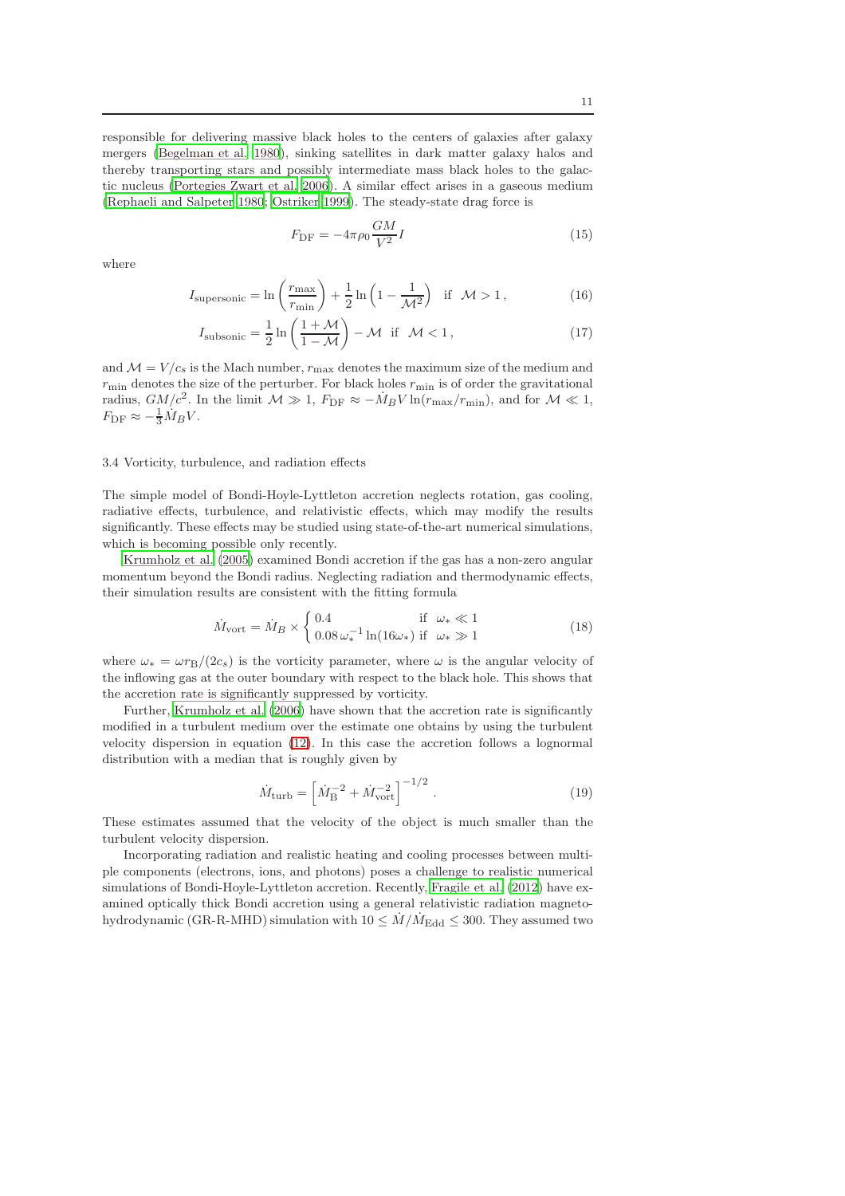responsible for delivering massive black holes to the centers of galaxies after galaxy mergers (Begelman et al. 1980), sinking satellites in dark matter galaxy halos and thereby transporting stars and possibly intermediate mass black holes to the galactic nucleus (Portegies Zwart et al. 2006). A similar effect arises in a gaseous medium (Rephaeli and Salpeter 1980; Ostriker 1999). The steady-state drag force is

$$F_{\rm DF} = -4\pi\rho_0 \frac{GM}{V^2} I \tag{15}$$

where

$$I_{\rm supersonic} = \ln\left(\frac{r_{\max}}{r_{\min}}\right) + \frac{1}{2}\ln\left(1 - \frac{1}{\mathcal{M}^2}\right) \quad \text{if} \quad \mathcal{M} > 1\,, \tag{16}$$

$$I_{\rm subsonic} = \frac{1}{2}\ln\left(\frac{1+\mathcal{M}}{1-\mathcal{M}}\right) - \mathcal{M} \quad \text{if} \quad \mathcal{M} < 1\,, \tag{17}$$

and $\mathcal{M} = V/c_s$ is the Mach number, $r_{\max}$ denotes the maximum size of the medium and $r_{\min}$ denotes the size of the perturber. For black holes $r_{\min}$ is of order the gravitational radius, $GM/c^2$. In the limit $\mathcal{M} \gg 1$, $F_{\rm DF} \approx -\dot{M}_B V \ln(r_{\max}/r_{\min})$, and for $\mathcal{M} \ll 1$, $F_{\rm DF} \approx -\frac{1}{3}\dot{M}_B V$.

### 3.4 Vorticity, turbulence, and radiation effects

The simple model of Bondi-Hoyle-Lyttleton accretion neglects rotation, gas cooling, radiative effects, turbulence, and relativistic effects, which may modify the results significantly. These effects may be studied using state-of-the-art numerical simulations, which is becoming possible only recently.

Krumholz et al. (2005) examined Bondi accretion if the gas has a non-zero angular momentum beyond the Bondi radius. Neglecting radiation and thermodynamic effects, their simulation results are consistent with the fitting formula

$$\dot{M}_{\rm vort} = \dot{M}_B \times \begin{cases} 0.4 & \text{if} \quad \omega_* \ll 1 \\ 0.08\,\omega_*^{-1}\ln(16\omega_*) & \text{if} \quad \omega_* \gg 1 \end{cases} \tag{18}$$

where $\omega_* = \omega r_{\rm B}/(2c_s)$ is the vorticity parameter, where $\omega$ is the angular velocity of the inflowing gas at the outer boundary with respect to the black hole. This shows that the accretion rate is significantly suppressed by vorticity.

Further, Krumholz et al. (2006) have shown that the accretion rate is significantly modified in a turbulent medium over the estimate one obtains by using the turbulent velocity dispersion in equation (12). In this case the accretion follows a lognormal distribution with a median that is roughly given by

$$\dot{M}_{\rm turb} = \left[\dot{M}_{\rm B}^{-2} + \dot{M}_{\rm vort}^{-2}\right]^{-1/2}\,. \tag{19}$$

These estimates assumed that the velocity of the object is much smaller than the turbulent velocity dispersion.

Incorporating radiation and realistic heating and cooling processes between multiple components (electrons, ions, and photons) poses a challenge to realistic numerical simulations of Bondi-Hoyle-Lyttleton accretion. Recently, Fragile et al. (2012) have examined optically thick Bondi accretion using a general relativistic radiation magnetohydrodynamic (GR-R-MHD) simulation with $10 \leq \dot{M}/\dot{M}_{\rm Edd} \leq 300$. They assumed two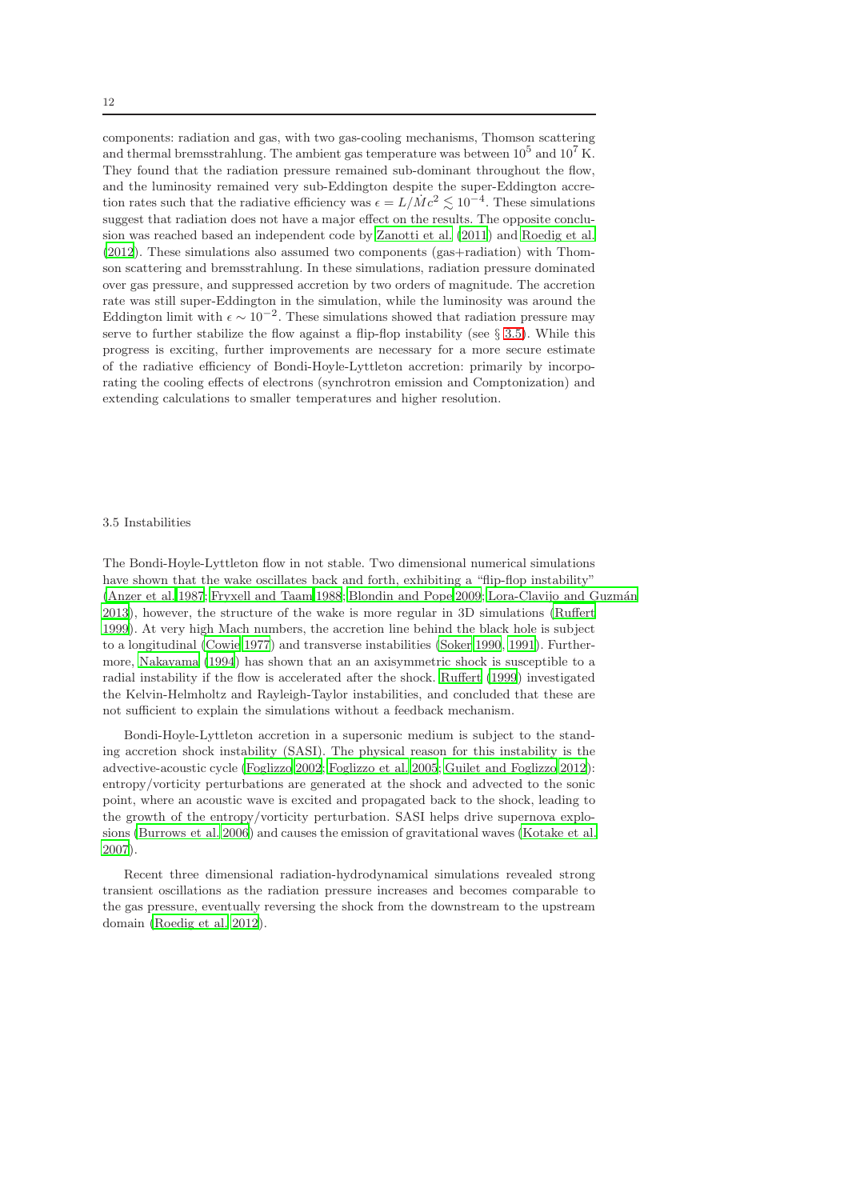components: radiation and gas, with two gas-cooling mechanisms, Thomson scattering and thermal bremsstrahlung. The ambient gas temperature was between $10^5$ and $10^7$ K. They found that the radiation pressure remained sub-dominant throughout the flow, and the luminosity remained very sub-Eddington despite the super-Eddington accretion rates such that the radiative efficiency was $\epsilon = L/\dot{M}c^2 \lesssim 10^{-4}$. These simulations suggest that radiation does not have a major effect on the results. The opposite conclusion was reached based an independent code by Zanotti et al. (2011) and Roedig et al. (2012). These simulations also assumed two components (gas+radiation) with Thomson scattering and bremsstrahlung. In these simulations, radiation pressure dominated over gas pressure, and suppressed accretion by two orders of magnitude. The accretion rate was still super-Eddington in the simulation, while the luminosity was around the Eddington limit with $\epsilon \sim 10^{-2}$. These simulations showed that radiation pressure may serve to further stabilize the flow against a flip-flop instability (see § 3.5). While this progress is exciting, further improvements are necessary for a more secure estimate of the radiative efficiency of Bondi-Hoyle-Lyttleton accretion: primarily by incorporating the cooling effects of electrons (synchrotron emission and Comptonization) and extending calculations to smaller temperatures and higher resolution.

### 3.5 Instabilities

The Bondi-Hoyle-Lyttleton flow in not stable. Two dimensional numerical simulations have shown that the wake oscillates back and forth, exhibiting a "flip-flop instability" (Anzer et al. 1987; Fryxell and Taam 1988; Blondin and Pope 2009; Lora-Clavijo and Guzmán 2013), however, the structure of the wake is more regular in 3D simulations (Ruffert 1999). At very high Mach numbers, the accretion line behind the black hole is subject to a longitudinal (Cowie 1977) and transverse instabilities (Soker 1990, 1991). Furthermore, Nakayama (1994) has shown that an an axisymmetric shock is susceptible to a radial instability if the flow is accelerated after the shock. Ruffert (1999) investigated the Kelvin-Helmholtz and Rayleigh-Taylor instabilities, and concluded that these are not sufficient to explain the simulations without a feedback mechanism.

Bondi-Hoyle-Lyttleton accretion in a supersonic medium is subject to the standing accretion shock instability (SASI). The physical reason for this instability is the advective-acoustic cycle (Foglizzo 2002; Foglizzo et al. 2005; Guilet and Foglizzo 2012): entropy/vorticity perturbations are generated at the shock and advected to the sonic point, where an acoustic wave is excited and propagated back to the shock, leading to the growth of the entropy/vorticity perturbation. SASI helps drive supernova explosions (Burrows et al. 2006) and causes the emission of gravitational waves (Kotake et al. 2007).

Recent three dimensional radiation-hydrodynamical simulations revealed strong transient oscillations as the radiation pressure increases and becomes comparable to the gas pressure, eventually reversing the shock from the downstream to the upstream domain (Roedig et al. 2012).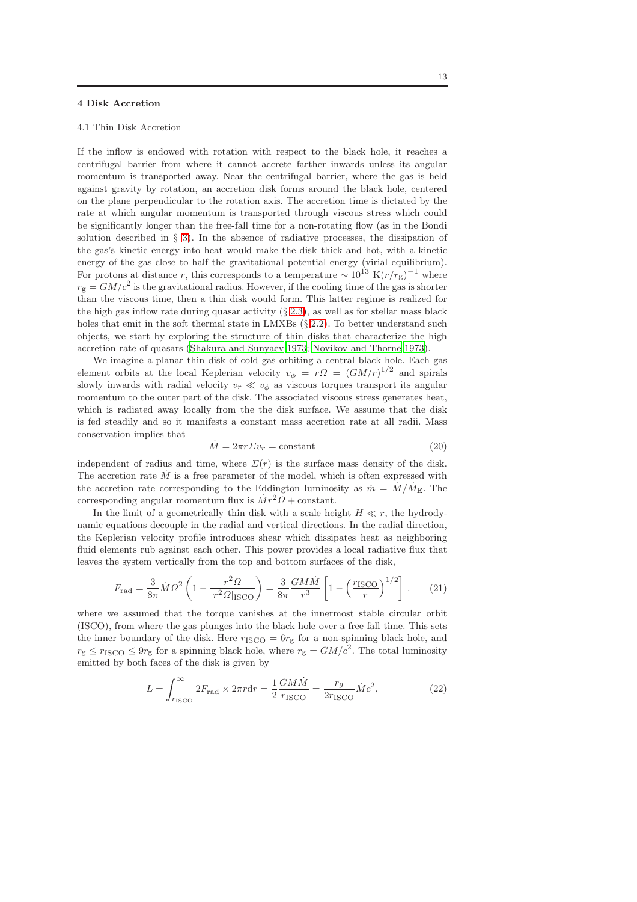## 4 Disk Accretion

### 4.1 Thin Disk Accretion

If the inflow is endowed with rotation with respect to the black hole, it reaches a centrifugal barrier from where it cannot accrete farther inwards unless its angular momentum is transported away. Near the centrifugal barrier, where the gas is held against gravity by rotation, an accretion disk forms around the black hole, centered on the plane perpendicular to the rotation axis. The accretion time is dictated by the rate at which angular momentum is transported through viscous stress which could be significantly longer than the free-fall time for a non-rotating flow (as in the Bondi solution described in § 3). In the absence of radiative processes, the dissipation of the gas's kinetic energy into heat would make the disk thick and hot, with a kinetic energy of the gas close to half the gravitational potential energy (virial equilibrium). For protons at distance $r$, this corresponds to a temperature $\sim 10^{13}\ \mathrm{K}(r/r_{\mathrm{g}})^{-1}$ where $r_{\mathrm{g}} = GM/c^2$ is the gravitational radius. However, if the cooling time of the gas is shorter than the viscous time, then a thin disk would form. This latter regime is realized for the high gas inflow rate during quasar activity (§ 2.3), as well as for stellar mass black holes that emit in the soft thermal state in LMXBs (§ 2.2). To better understand such objects, we start by exploring the structure of thin disks that characterize the high accretion rate of quasars (Shakura and Sunyaev 1973; Novikov and Thorne 1973).

We imagine a planar thin disk of cold gas orbiting a central black hole. Each gas element orbits at the local Keplerian velocity $v_\phi = r\Omega = (GM/r)^{1/2}$ and spirals slowly inwards with radial velocity $v_r \ll v_\phi$ as viscous torques transport its angular momentum to the outer part of the disk. The associated viscous stress generates heat, which is radiated away locally from the the disk surface. We assume that the disk is fed steadily and so it manifests a constant mass accretion rate at all radii. Mass conservation implies that

$$\dot{M} = 2\pi r \Sigma v_r = \mathrm{constant} \tag{20}$$

independent of radius and time, where $\Sigma(r)$ is the surface mass density of the disk. The accretion rate $\dot{M}$ is a free parameter of the model, which is often expressed with the accretion rate corresponding to the Eddington luminosity as $\dot{m} = \dot{M}/\dot{M}_{\mathrm{E}}$. The corresponding angular momentum flux is $\dot{M}r^2\Omega + \mathrm{constant}$.

In the limit of a geometrically thin disk with a scale height $H \ll r$, the hydrodynamic equations decouple in the radial and vertical directions. In the radial direction, the Keplerian velocity profile introduces shear which dissipates heat as neighboring fluid elements rub against each other. This power provides a local radiative flux that leaves the system vertically from the top and bottom surfaces of the disk,

$$F_{\mathrm{rad}} = \frac{3}{8\pi}\dot{M}\Omega^2\left(1 - \frac{r^2\Omega}{[r^2\Omega]_{\mathrm{ISCO}}}\right) = \frac{3}{8\pi}\frac{GM\dot{M}}{r^3}\left[1 - \left(\frac{r_{\mathrm{ISCO}}}{r}\right)^{1/2}\right]. \tag{21}$$

where we assumed that the torque vanishes at the innermost stable circular orbit (ISCO), from where the gas plunges into the black hole over a free fall time. This sets the inner boundary of the disk. Here $r_{\mathrm{ISCO}} = 6r_{\mathrm{g}}$ for a non-spinning black hole, and $r_{\mathrm{g}} \le r_{\mathrm{ISCO}} \le 9r_{\mathrm{g}}$ for a spinning black hole, where $r_{\mathrm{g}} = GM/c^2$. The total luminosity emitted by both faces of the disk is given by

$$L = \int_{r_{\mathrm{ISCO}}}^{\infty} 2F_{\mathrm{rad}} \times 2\pi r \mathrm{d}r = \frac{1}{2}\frac{GM\dot{M}}{r_{\mathrm{ISCO}}} = \frac{r_g}{2r_{\mathrm{ISCO}}}\dot{M}c^2, \tag{22}$$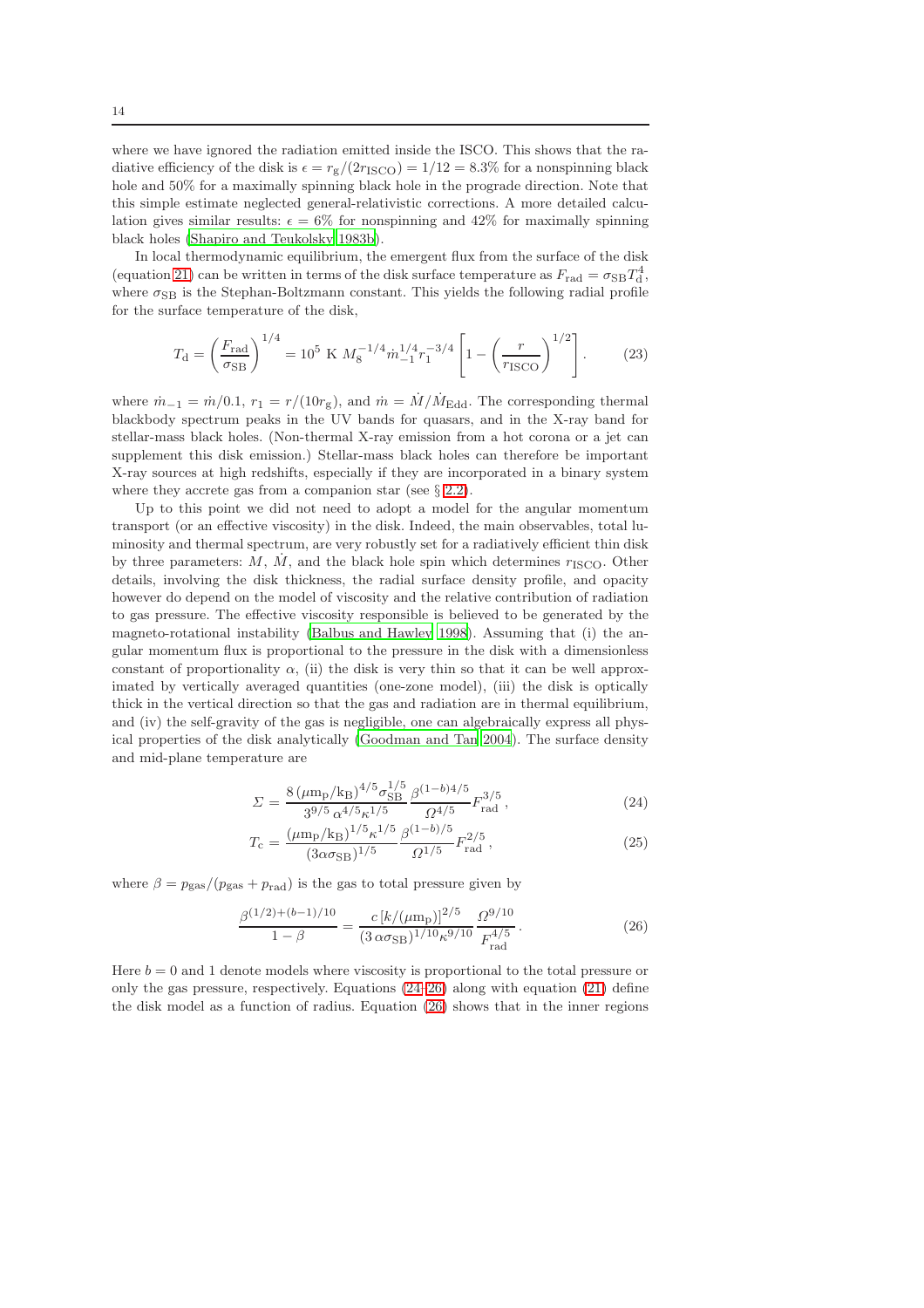where we have ignored the radiation emitted inside the ISCO. This shows that the radiative efficiency of the disk is $\epsilon = r_{\rm g}/(2r_{\rm ISCO}) = 1/12 = 8.3\%$ for a nonspinning black hole and 50% for a maximally spinning black hole in the prograde direction. Note that this simple estimate neglected general-relativistic corrections. A more detailed calculation gives similar results: $\epsilon = 6\%$ for nonspinning and 42% for maximally spinning black holes (Shapiro and Teukolsky 1983b).

In local thermodynamic equilibrium, the emergent flux from the surface of the disk (equation 21) can be written in terms of the disk surface temperature as $F_{\rm rad} = \sigma_{\rm SB} T_{\rm d}^4$, where $\sigma_{\rm SB}$ is the Stephan-Boltzmann constant. This yields the following radial profile for the surface temperature of the disk,

$$T_{\rm d} = \left(\frac{F_{\rm rad}}{\sigma_{\rm SB}}\right)^{1/4} = 10^5 \text{ K } M_8^{-1/4} \dot{m}_{-1}^{1/4} r_1^{-3/4} \left[1 - \left(\frac{r}{r_{\rm ISCO}}\right)^{1/2}\right]. \tag{23}$$

where $\dot{m}_{-1} = \dot{m}/0.1$, $r_1 = r/(10 r_{\rm g})$, and $\dot{m} = \dot{M}/\dot{M}_{\rm Edd}$. The corresponding thermal blackbody spectrum peaks in the UV bands for quasars, and in the X-ray band for stellar-mass black holes. (Non-thermal X-ray emission from a hot corona or a jet can supplement this disk emission.) Stellar-mass black holes can therefore be important X-ray sources at high redshifts, especially if they are incorporated in a binary system where they accrete gas from a companion star (see § 2.2).

Up to this point we did not need to adopt a model for the angular momentum transport (or an effective viscosity) in the disk. Indeed, the main observables, total luminosity and thermal spectrum, are very robustly set for a radiatively efficient thin disk by three parameters: $M$, $\dot{M}$, and the black hole spin which determines $r_{\rm ISCO}$. Other details, involving the disk thickness, the radial surface density profile, and opacity however do depend on the model of viscosity and the relative contribution of radiation to gas pressure. The effective viscosity responsible is believed to be generated by the magneto-rotational instability (Balbus and Hawley 1998). Assuming that (i) the angular momentum flux is proportional to the pressure in the disk with a dimensionless constant of proportionality $\alpha$, (ii) the disk is very thin so that it can be well approximated by vertically averaged quantities (one-zone model), (iii) the disk is optically thick in the vertical direction so that the gas and radiation are in thermal equilibrium, and (iv) the self-gravity of the gas is negligible, one can algebraically express all physical properties of the disk analytically (Goodman and Tan 2004). The surface density and mid-plane temperature are

$$\Sigma = \frac{8\,(\mu {\rm m_p}/{\rm k_B})^{4/5} \sigma_{\rm SB}^{1/5}}{3^{9/5}\,\alpha^{4/5} \kappa^{1/5}} \frac{\beta^{(1-b)4/5}}{\Omega^{4/5}} F_{\rm rad}^{3/5}, \tag{24}$$

$$T_{\rm c} = \frac{(\mu {\rm m_p}/{\rm k_B})^{1/5} \kappa^{1/5}}{(3\alpha\sigma_{\rm SB})^{1/5}} \frac{\beta^{(1-b)/5}}{\Omega^{1/5}} F_{\rm rad}^{2/5}, \tag{25}$$

where $\beta = p_{\rm gas}/(p_{\rm gas} + p_{\rm rad})$ is the gas to total pressure given by

$$\frac{\beta^{(1/2)+(b-1)/10}}{1-\beta} = \frac{c\,[k/(\mu {\rm m_p})]^{2/5}}{(3\,\alpha\sigma_{\rm SB})^{1/10} \kappa^{9/10}} \frac{\Omega^{9/10}}{F_{\rm rad}^{4/5}}. \tag{26}$$

Here $b = 0$ and 1 denote models where viscosity is proportional to the total pressure or only the gas pressure, respectively. Equations (24–26) along with equation (21) define the disk model as a function of radius. Equation (26) shows that in the inner regions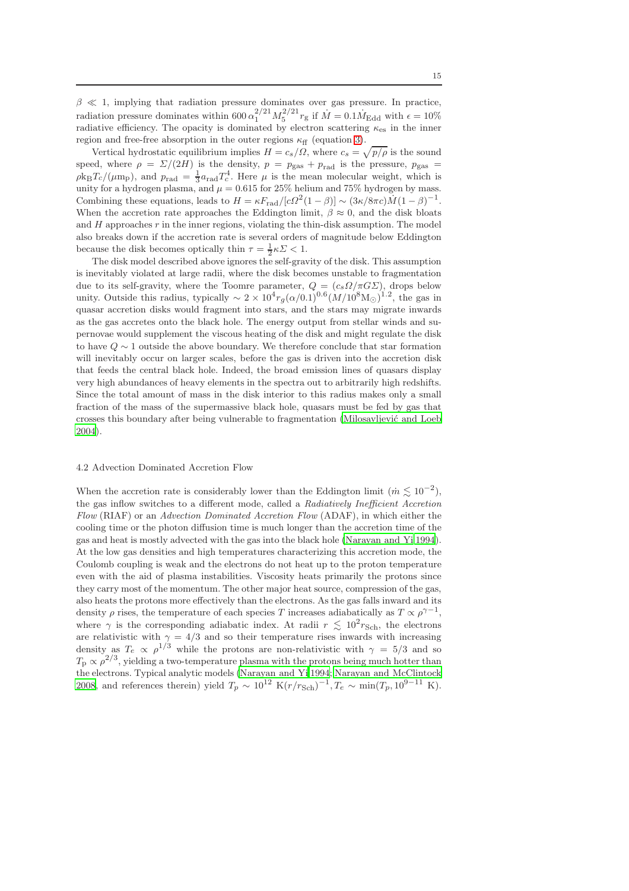$\beta \ll 1$, implying that radiation pressure dominates over gas pressure. In practice, radiation pressure dominates within $600\,\alpha_1^{2/21} M_5^{2/21} r_{\rm g}$ if $\dot{M} = 0.1\dot{M}_{\rm Edd}$ with $\epsilon = 10\%$ radiative efficiency. The opacity is dominated by electron scattering $\kappa_{\rm es}$ in the inner region and free-free absorption in the outer regions $\kappa_{\rm ff}$ (equation 3).

Vertical hydrostatic equilibrium implies $H = c_s/\Omega$, where $c_s = \sqrt{p/\rho}$ is the sound speed, where $\rho = \Sigma/(2H)$ is the density, $p = p_{\rm gas} + p_{\rm rad}$ is the pressure, $p_{\rm gas} = \rho k_{\rm B} T_c/(\mu m_{\rm p})$, and $p_{\rm rad} = \frac{1}{3} a_{\rm rad} T_c^4$. Here $\mu$ is the mean molecular weight, which is unity for a hydrogen plasma, and $\mu = 0.615$ for 25% helium and 75% hydrogen by mass. Combining these equations, leads to $H = \kappa F_{\rm rad}/[c\Omega^2(1-\beta)] \sim (3\kappa/8\pi c)\dot{M}(1-\beta)^{-1}$. When the accretion rate approaches the Eddington limit, $\beta \approx 0$, and the disk bloats and $H$ approaches $r$ in the inner regions, violating the thin-disk assumption. The model also breaks down if the accretion rate is several orders of magnitude below Eddington because the disk becomes optically thin $\tau = \frac{1}{2}\kappa\Sigma < 1$.

The disk model described above ignores the self-gravity of the disk. This assumption is inevitably violated at large radii, where the disk becomes unstable to fragmentation due to its self-gravity, where the Toomre parameter, $Q = (c_s\Omega/\pi G\Sigma)$, drops below unity. Outside this radius, typically $\sim 2 \times 10^4 r_g (\alpha/0.1)^{0.6} (M/10^8 {\rm M}_\odot)^{1.2}$, the gas in quasar accretion disks would fragment into stars, and the stars may migrate inwards as the gas accretes onto the black hole. The energy output from stellar winds and supernovae would supplement the viscous heating of the disk and might regulate the disk to have $Q \sim 1$ outside the above boundary. We therefore conclude that star formation will inevitably occur on larger scales, before the gas is driven into the accretion disk that feeds the central black hole. Indeed, the broad emission lines of quasars display very high abundances of heavy elements in the spectra out to arbitrarily high redshifts. Since the total amount of mass in the disk interior to this radius makes only a small fraction of the mass of the supermassive black hole, quasars must be fed by gas that crosses this boundary after being vulnerable to fragmentation (Milosavljević and Loeb 2004).

## 4.2 Advection Dominated Accretion Flow

When the accretion rate is considerably lower than the Eddington limit ($\dot{m} \lesssim 10^{-2}$), the gas inflow switches to a different mode, called a *Radiatively Inefficient Accretion Flow* (RIAF) or an *Advection Dominated Accretion Flow* (ADAF), in which either the cooling time or the photon diffusion time is much longer than the accretion time of the gas and heat is mostly advected with the gas into the black hole (Narayan and Yi 1994). At the low gas densities and high temperatures characterizing this accretion mode, the Coulomb coupling is weak and the electrons do not heat up to the proton temperature even with the aid of plasma instabilities. Viscosity heats primarily the protons since they carry most of the momentum. The other major heat source, compression of the gas, also heats the protons more effectively than the electrons. As the gas falls inward and its density $\rho$ rises, the temperature of each species $T$ increases adiabatically as $T \propto \rho^{\gamma-1}$, where $\gamma$ is the corresponding adiabatic index. At radii $r \lesssim 10^2 r_{\rm Sch}$, the electrons are relativistic with $\gamma = 4/3$ and so their temperature rises inwards with increasing density as $T_e \propto \rho^{1/3}$ while the protons are non-relativistic with $\gamma = 5/3$ and so $T_{\rm p} \propto \rho^{2/3}$, yielding a two-temperature plasma with the protons being much hotter than the electrons. Typical analytic models (Narayan and Yi 1994; Narayan and McClintock 2008, and references therein) yield $T_p \sim 10^{12}\ {\rm K}(r/r_{\rm Sch})^{-1}, T_e \sim \min(T_p, 10^{9-11}\ {\rm K})$.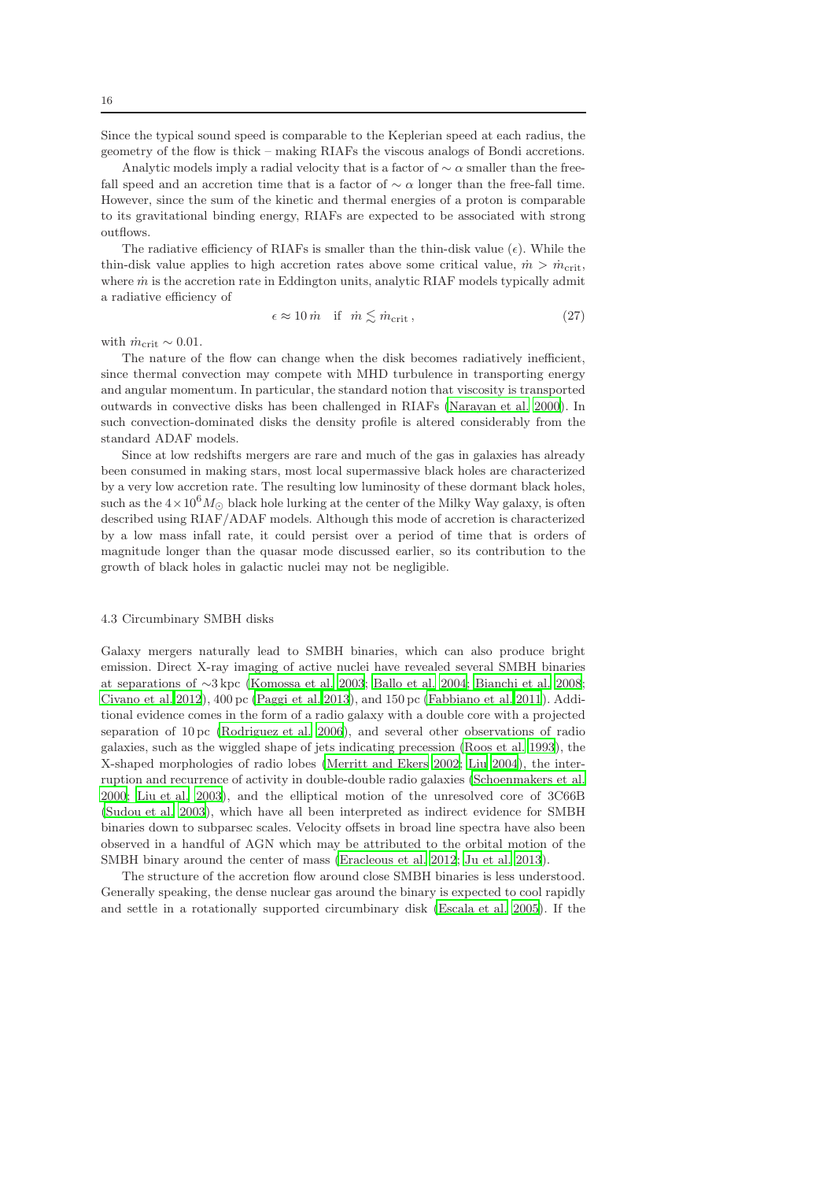Since the typical sound speed is comparable to the Keplerian speed at each radius, the geometry of the flow is thick – making RIAFs the viscous analogs of Bondi accretions.

Analytic models imply a radial velocity that is a factor of $\sim \alpha$ smaller than the free-fall speed and an accretion time that is a factor of $\sim \alpha$ longer than the free-fall time. However, since the sum of the kinetic and thermal energies of a proton is comparable to its gravitational binding energy, RIAFs are expected to be associated with strong outflows.

The radiative efficiency of RIAFs is smaller than the thin-disk value ($\epsilon$). While the thin-disk value applies to high accretion rates above some critical value, $\dot{m} > \dot{m}_{\rm crit}$, where $\dot{m}$ is the accretion rate in Eddington units, analytic RIAF models typically admit a radiative efficiency of

$$\epsilon \approx 10\,\dot{m} \quad \text{if} \quad \dot{m} \lesssim \dot{m}_{\rm crit}\,, \tag{27}$$

with $\dot{m}_{\rm crit} \sim 0.01$.

The nature of the flow can change when the disk becomes radiatively inefficient, since thermal convection may compete with MHD turbulence in transporting energy and angular momentum. In particular, the standard notion that viscosity is transported outwards in convective disks has been challenged in RIAFs (Narayan et al. 2000). In such convection-dominated disks the density profile is altered considerably from the standard ADAF models.

Since at low redshifts mergers are rare and much of the gas in galaxies has already been consumed in making stars, most local supermassive black holes are characterized by a very low accretion rate. The resulting low luminosity of these dormant black holes, such as the $4\times10^{6} M_{\odot}$ black hole lurking at the center of the Milky Way galaxy, is often described using RIAF/ADAF models. Although this mode of accretion is characterized by a low mass infall rate, it could persist over a period of time that is orders of magnitude longer than the quasar mode discussed earlier, so its contribution to the growth of black holes in galactic nuclei may not be negligible.

### 4.3 Circumbinary SMBH disks

Galaxy mergers naturally lead to SMBH binaries, which can also produce bright emission. Direct X-ray imaging of active nuclei have revealed several SMBH binaries at separations of $\sim$3 kpc (Komossa et al. 2003; Ballo et al. 2004; Bianchi et al. 2008; Civano et al. 2012), 400 pc (Paggi et al. 2013), and 150 pc (Fabbiano et al. 2011). Additional evidence comes in the form of a radio galaxy with a double core with a projected separation of 10 pc (Rodriguez et al. 2006), and several other observations of radio galaxies, such as the wiggled shape of jets indicating precession (Roos et al. 1993), the X-shaped morphologies of radio lobes (Merritt and Ekers 2002; Liu 2004), the interruption and recurrence of activity in double-double radio galaxies (Schoenmakers et al. 2000; Liu et al. 2003), and the elliptical motion of the unresolved core of 3C66B (Sudou et al. 2003), which have all been interpreted as indirect evidence for SMBH binaries down to subparsec scales. Velocity offsets in broad line spectra have also been observed in a handful of AGN which may be attributed to the orbital motion of the SMBH binary around the center of mass (Eracleous et al. 2012; Ju et al. 2013).

The structure of the accretion flow around close SMBH binaries is less understood. Generally speaking, the dense nuclear gas around the binary is expected to cool rapidly and settle in a rotationally supported circumbinary disk (Escala et al. 2005). If the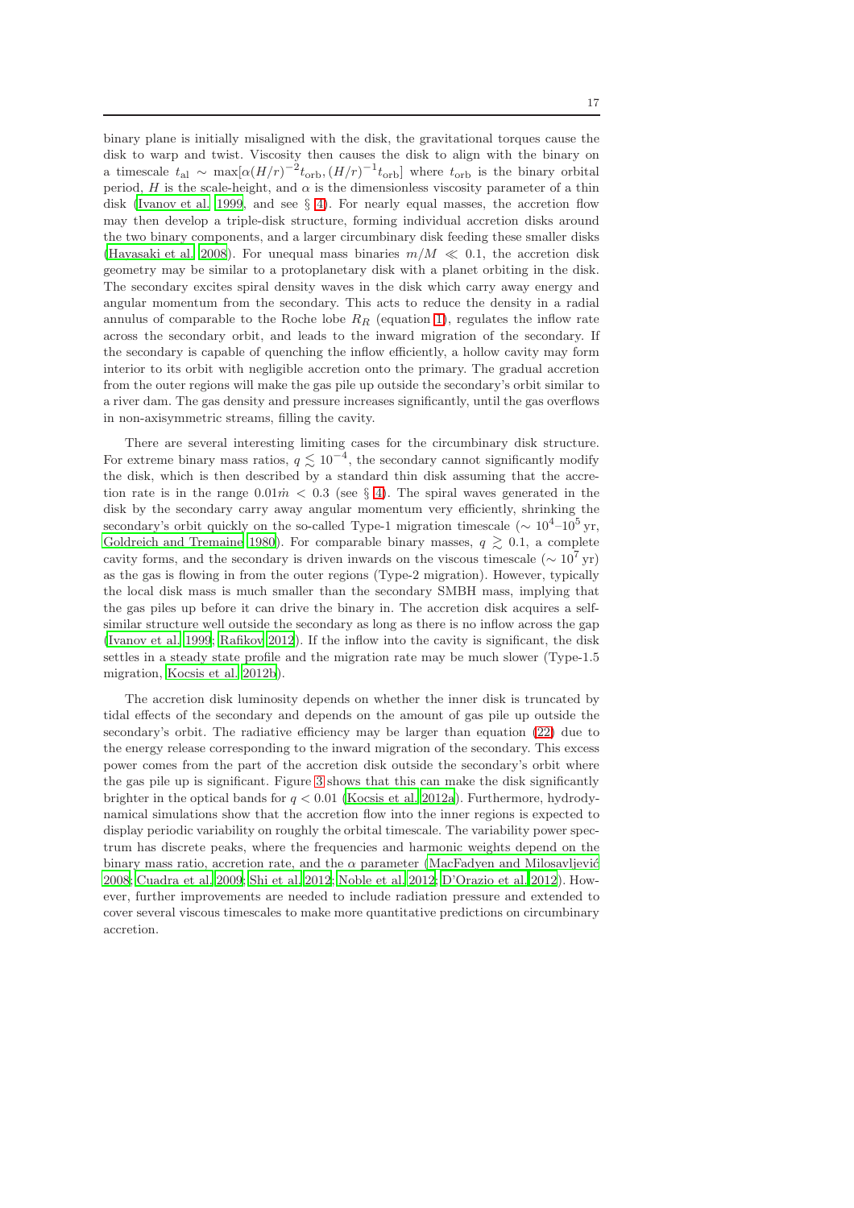binary plane is initially misaligned with the disk, the gravitational torques cause the disk to warp and twist. Viscosity then causes the disk to align with the binary on a timescale $t_{\rm al} \sim \max[\alpha(H/r)^{-2}t_{\rm orb}, (H/r)^{-1}t_{\rm orb}]$ where $t_{\rm orb}$ is the binary orbital period, $H$ is the scale-height, and $\alpha$ is the dimensionless viscosity parameter of a thin disk (Ivanov et al. 1999, and see § 4). For nearly equal masses, the accretion flow may then develop a triple-disk structure, forming individual accretion disks around the two binary components, and a larger circumbinary disk feeding these smaller disks (Hayasaki et al. 2008). For unequal mass binaries $m/M \ll 0.1$, the accretion disk geometry may be similar to a protoplanetary disk with a planet orbiting in the disk. The secondary excites spiral density waves in the disk which carry away energy and angular momentum from the secondary. This acts to reduce the density in a radial annulus of comparable to the Roche lobe $R_R$ (equation 1), regulates the inflow rate across the secondary orbit, and leads to the inward migration of the secondary. If the secondary is capable of quenching the inflow efficiently, a hollow cavity may form interior to its orbit with negligible accretion onto the primary. The gradual accretion from the outer regions will make the gas pile up outside the secondary's orbit similar to a river dam. The gas density and pressure increases significantly, until the gas overflows in non-axisymmetric streams, filling the cavity.

There are several interesting limiting cases for the circumbinary disk structure. For extreme binary mass ratios, $q \lesssim 10^{-4}$, the secondary cannot significantly modify the disk, which is then described by a standard thin disk assuming that the accretion rate is in the range $0.01\dot{m} < 0.3$ (see § 4). The spiral waves generated in the disk by the secondary carry away angular momentum very efficiently, shrinking the secondary's orbit quickly on the so-called Type-1 migration timescale ($\sim 10^4$–$10^5\,$yr, Goldreich and Tremaine 1980). For comparable binary masses, $q \gtrsim 0.1$, a complete cavity forms, and the secondary is driven inwards on the viscous timescale ($\sim 10^7\,$yr) as the gas is flowing in from the outer regions (Type-2 migration). However, typically the local disk mass is much smaller than the secondary SMBH mass, implying that the gas piles up before it can drive the binary in. The accretion disk acquires a self-similar structure well outside the secondary as long as there is no inflow across the gap (Ivanov et al. 1999; Rafikov 2012). If the inflow into the cavity is significant, the disk settles in a steady state profile and the migration rate may be much slower (Type-1.5 migration, Kocsis et al. 2012b).

The accretion disk luminosity depends on whether the inner disk is truncated by tidal effects of the secondary and depends on the amount of gas pile up outside the secondary's orbit. The radiative efficiency may be larger than equation (22) due to the energy release corresponding to the inward migration of the secondary. This excess power comes from the part of the accretion disk outside the secondary's orbit where the gas pile up is significant. Figure 3 shows that this can make the disk significantly brighter in the optical bands for $q < 0.01$ (Kocsis et al. 2012a). Furthermore, hydrodynamical simulations show that the accretion flow into the inner regions is expected to display periodic variability on roughly the orbital timescale. The variability power spectrum has discrete peaks, where the frequencies and harmonic weights depend on the binary mass ratio, accretion rate, and the $\alpha$ parameter (MacFadyen and Milosavljević 2008; Cuadra et al. 2009; Shi et al. 2012; Noble et al. 2012; D'Orazio et al. 2012). However, further improvements are needed to include radiation pressure and extended to cover several viscous timescales to make more quantitative predictions on circumbinary accretion.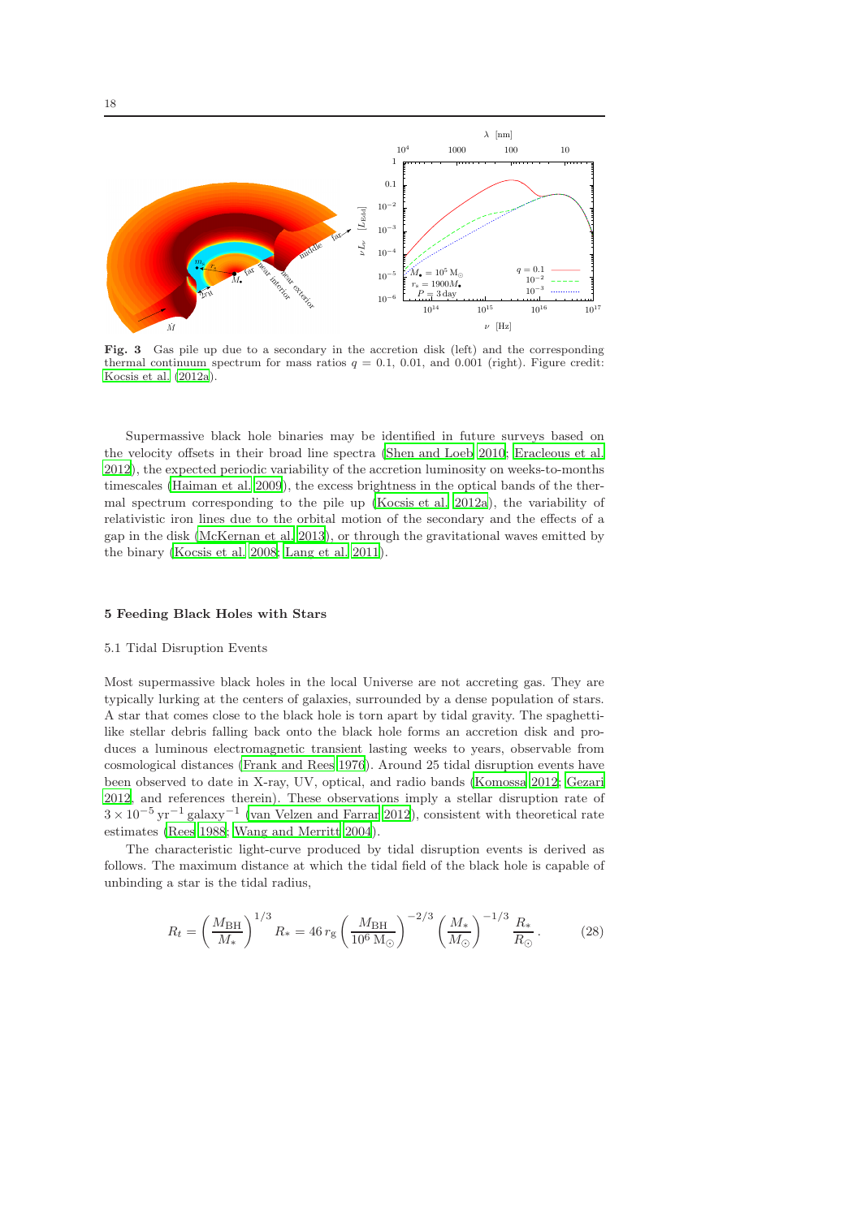**Fig. 3** Gas pile up due to a secondary in the accretion disk (left) and the corresponding thermal continuum spectrum for mass ratios $q = 0.1$, 0.01, and 0.001 (right). Figure credit: Kocsis et al. (2012a).

Supermassive black hole binaries may be identified in future surveys based on the velocity offsets in their broad line spectra (Shen and Loeb 2010; Eracleous et al. 2012), the expected periodic variability of the accretion luminosity on weeks-to-months timescales (Haiman et al. 2009), the excess brightness in the optical bands of the thermal spectrum corresponding to the pile up (Kocsis et al. 2012a), the variability of relativistic iron lines due to the orbital motion of the secondary and the effects of a gap in the disk (McKernan et al. 2013), or through the gravitational waves emitted by the binary (Kocsis et al. 2008; Lang et al. 2011).

## 5 Feeding Black Holes with Stars

### 5.1 Tidal Disruption Events

Most supermassive black holes in the local Universe are not accreting gas. They are typically lurking at the centers of galaxies, surrounded by a dense population of stars. A star that comes close to the black hole is torn apart by tidal gravity. The spaghetti-like stellar debris falling back onto the black hole forms an accretion disk and produces a luminous electromagnetic transient lasting weeks to years, observable from cosmological distances (Frank and Rees 1976). Around 25 tidal disruption events have been observed to date in X-ray, UV, optical, and radio bands (Komossa 2012; Gezari 2012, and references therein). These observations imply a stellar disruption rate of $3 \times 10^{-5}\,\mathrm{yr}^{-1}\,\mathrm{galaxy}^{-1}$ (van Velzen and Farrar 2012), consistent with theoretical rate estimates (Rees 1988; Wang and Merritt 2004).

The characteristic light-curve produced by tidal disruption events is derived as follows. The maximum distance at which the tidal field of the black hole is capable of unbinding a star is the tidal radius,

$$R_t = \left(\frac{M_{\rm BH}}{M_*}\right)^{1/3} R_* = 46\, r_{\rm g} \left(\frac{M_{\rm BH}}{10^6\,\mathrm{M}_\odot}\right)^{-2/3} \left(\frac{M_*}{M_\odot}\right)^{-1/3} \frac{R_*}{R_\odot}\,. \tag{28}$$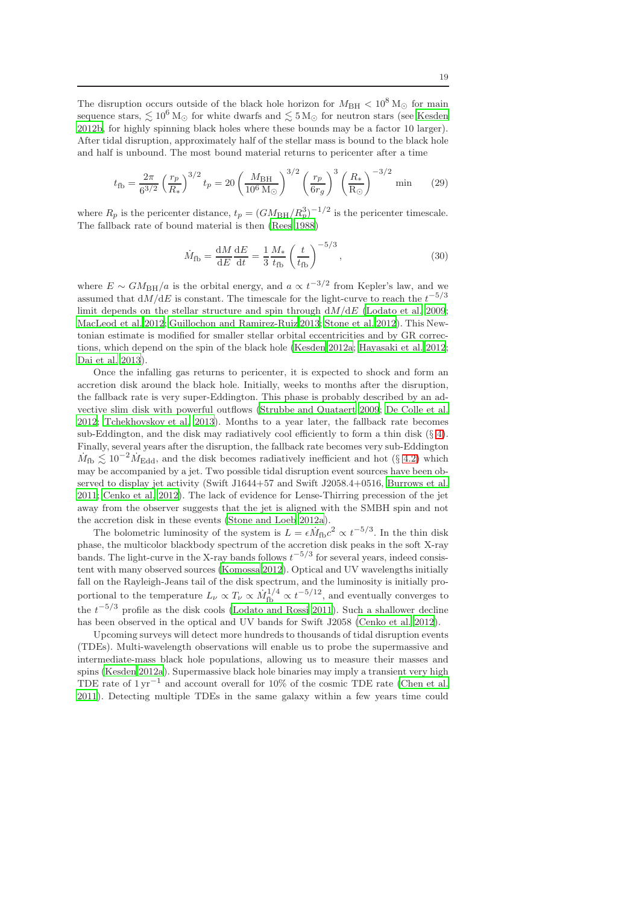The disruption occurs outside of the black hole horizon for $M_{\rm BH} < 10^8\,{\rm M}_\odot$ for main sequence stars, $\lesssim 10^6\,{\rm M}_\odot$ for white dwarfs and $\lesssim 5\,{\rm M}_\odot$ for neutron stars (see Kesden 2012b, for highly spinning black holes where these bounds may be a factor 10 larger). After tidal disruption, approximately half of the stellar mass is bound to the black hole and half is unbound. The most bound material returns to pericenter after a time

$$t_{\rm fb} = \frac{2\pi}{6^{3/2}} \left(\frac{r_p}{R_*}\right)^{3/2} t_p = 20 \left(\frac{M_{\rm BH}}{10^6\,{\rm M}_\odot}\right)^{3/2} \left(\frac{r_p}{6r_g}\right)^{3} \left(\frac{R_*}{{\rm R}_\odot}\right)^{-3/2} {\rm min} \qquad (29)$$

where $R_p$ is the pericenter distance, $t_p = (GM_{\rm BH}/R_p^3)^{-1/2}$ is the pericenter timescale. The fallback rate of bound material is then (Rees 1988)

$$\dot{M}_{\rm fb} = \frac{{\rm d}M}{{\rm d}E}\frac{{\rm d}E}{{\rm d}t} = \frac{1}{3}\frac{M_*}{t_{\rm fb}}\left(\frac{t}{t_{\rm fb}}\right)^{-5/3}, \qquad (30)$$

where $E \sim GM_{\rm BH}/a$ is the orbital energy, and $a \propto t^{-3/2}$ from Kepler's law, and we assumed that ${\rm d}M/{\rm d}E$ is constant. The timescale for the light-curve to reach the $t^{-5/3}$ limit depends on the stellar structure and spin through ${\rm d}M/{\rm d}E$ (Lodato et al. 2009; MacLeod et al. 2012; Guillochon and Ramirez-Ruiz 2013; Stone et al. 2012). This Newtonian estimate is modified for smaller stellar orbital eccentricities and by GR corrections, which depend on the spin of the black hole (Kesden 2012a; Hayasaki et al. 2012; Dai et al. 2013).

Once the infalling gas returns to pericenter, it is expected to shock and form an accretion disk around the black hole. Initially, weeks to months after the disruption, the fallback rate is very super-Eddington. This phase is probably described by an advective slim disk with powerful outflows (Strubbe and Quataert 2009; De Colle et al. 2012; Tchekhovskoy et al. 2013). Months to a year later, the fallback rate becomes sub-Eddington, and the disk may radiatively cool efficiently to form a thin disk (§ 4). Finally, several years after the disruption, the fallback rate becomes very sub-Eddington $\dot{M}_{\rm fb} \lesssim 10^{-2}\dot{M}_{\rm Edd}$, and the disk becomes radiatively inefficient and hot (§ 4.2) which may be accompanied by a jet. Two possible tidal disruption event sources have been observed to display jet activity (Swift J1644+57 and Swift J2058.4+0516, Burrows et al. 2011; Cenko et al. 2012). The lack of evidence for Lense-Thirring precession of the jet away from the observer suggests that the jet is aligned with the SMBH spin and not the accretion disk in these events (Stone and Loeb 2012a).

The bolometric luminosity of the system is $L = \epsilon \dot{M}_{\rm fb} c^2 \propto t^{-5/3}$. In the thin disk phase, the multicolor blackbody spectrum of the accretion disk peaks in the soft X-ray bands. The light-curve in the X-ray bands follows $t^{-5/3}$ for several years, indeed consistent with many observed sources (Komossa 2012). Optical and UV wavelengths initially fall on the Rayleigh-Jeans tail of the disk spectrum, and the luminosity is initially proportional to the temperature $L_\nu \propto T_\nu \propto \dot{M}_{\rm fb}^{1/4} \propto t^{-5/12}$, and eventually converges to the $t^{-5/3}$ profile as the disk cools (Lodato and Rossi 2011). Such a shallower decline has been observed in the optical and UV bands for Swift J2058 (Cenko et al. 2012).

Upcoming surveys will detect more hundreds to thousands of tidal disruption events (TDEs). Multi-wavelength observations will enable us to probe the supermassive and intermediate-mass black hole populations, allowing us to measure their masses and spins (Kesden 2012a). Supermassive black hole binaries may imply a transient very high TDE rate of $1\,{\rm yr}^{-1}$ and account overall for 10% of the cosmic TDE rate (Chen et al. 2011). Detecting multiple TDEs in the same galaxy within a few years time could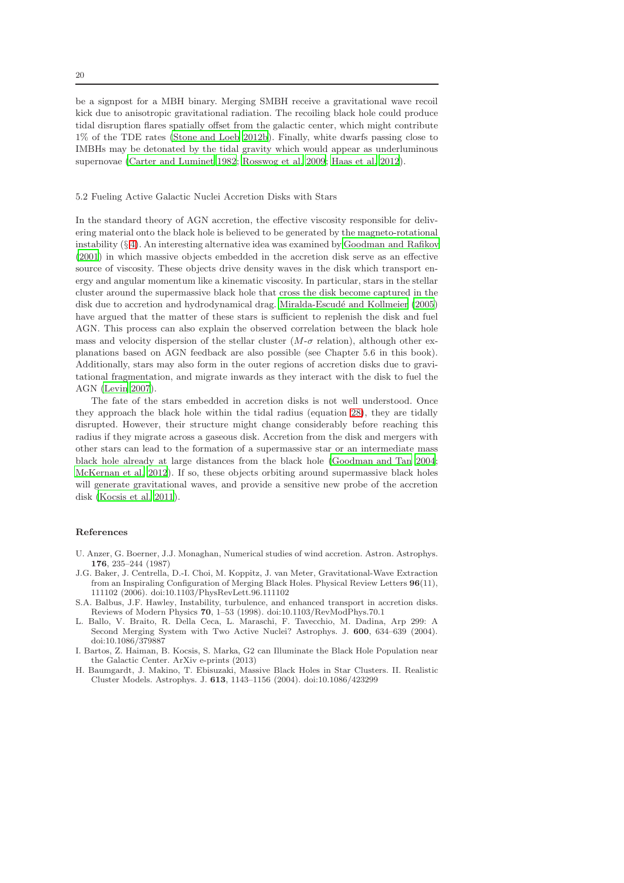be a signpost for a MBH binary. Merging SMBH receive a gravitational wave recoil kick due to anisotropic gravitational radiation. The recoiling black hole could produce tidal disruption flares spatially offset from the galactic center, which might contribute 1% of the TDE rates (Stone and Loeb 2012b). Finally, white dwarfs passing close to IMBHs may be detonated by the tidal gravity which would appear as underluminous supernovae (Carter and Luminet 1982; Rosswog et al. 2009; Haas et al. 2012).

### 5.2 Fueling Active Galactic Nuclei Accretion Disks with Stars

In the standard theory of AGN accretion, the effective viscosity responsible for delivering material onto the black hole is believed to be generated by the magneto-rotational instability (§ 4). An interesting alternative idea was examined by Goodman and Rafikov (2001) in which massive objects embedded in the accretion disk serve as an effective source of viscosity. These objects drive density waves in the disk which transport energy and angular momentum like a kinematic viscosity. In particular, stars in the stellar cluster around the supermassive black hole that cross the disk become captured in the disk due to accretion and hydrodynamical drag. Miralda-Escudé and Kollmeier (2005) have argued that the matter of these stars is sufficient to replenish the disk and fuel AGN. This process can also explain the observed correlation between the black hole mass and velocity dispersion of the stellar cluster ($M$-$\sigma$ relation), although other explanations based on AGN feedback are also possible (see Chapter 5.6 in this book). Additionally, stars may also form in the outer regions of accretion disks due to gravitational fragmentation, and migrate inwards as they interact with the disk to fuel the AGN (Levin 2007).

The fate of the stars embedded in accretion disks is not well understood. Once they approach the black hole within the tidal radius (equation 28), they are tidally disrupted. However, their structure might change considerably before reaching this radius if they migrate across a gaseous disk. Accretion from the disk and mergers with other stars can lead to the formation of a supermassive star or an intermediate mass black hole already at large distances from the black hole (Goodman and Tan 2004; McKernan et al. 2012). If so, these objects orbiting around supermassive black holes will generate gravitational waves, and provide a sensitive new probe of the accretion disk (Kocsis et al. 2011).

## References

- U. Anzer, G. Boerner, J.J. Monaghan, Numerical studies of wind accretion. Astron. Astrophys. **176**, 235–244 (1987)
- J.G. Baker, J. Centrella, D.-I. Choi, M. Koppitz, J. van Meter, Gravitational-Wave Extraction from an Inspiraling Configuration of Merging Black Holes. Physical Review Letters **96**(11), 111102 (2006). doi:10.1103/PhysRevLett.96.111102
- S.A. Balbus, J.F. Hawley, Instability, turbulence, and enhanced transport in accretion disks. Reviews of Modern Physics **70**, 1–53 (1998). doi:10.1103/RevModPhys.70.1
- L. Ballo, V. Braito, R. Della Ceca, L. Maraschi, F. Tavecchio, M. Dadina, Arp 299: A Second Merging System with Two Active Nuclei? Astrophys. J. **600**, 634–639 (2004). doi:10.1086/379887
- I. Bartos, Z. Haiman, B. Kocsis, S. Marka, G2 can Illuminate the Black Hole Population near the Galactic Center. ArXiv e-prints (2013)
- H. Baumgardt, J. Makino, T. Ebisuzaki, Massive Black Holes in Star Clusters. II. Realistic Cluster Models. Astrophys. J. **613**, 1143–1156 (2004). doi:10.1086/423299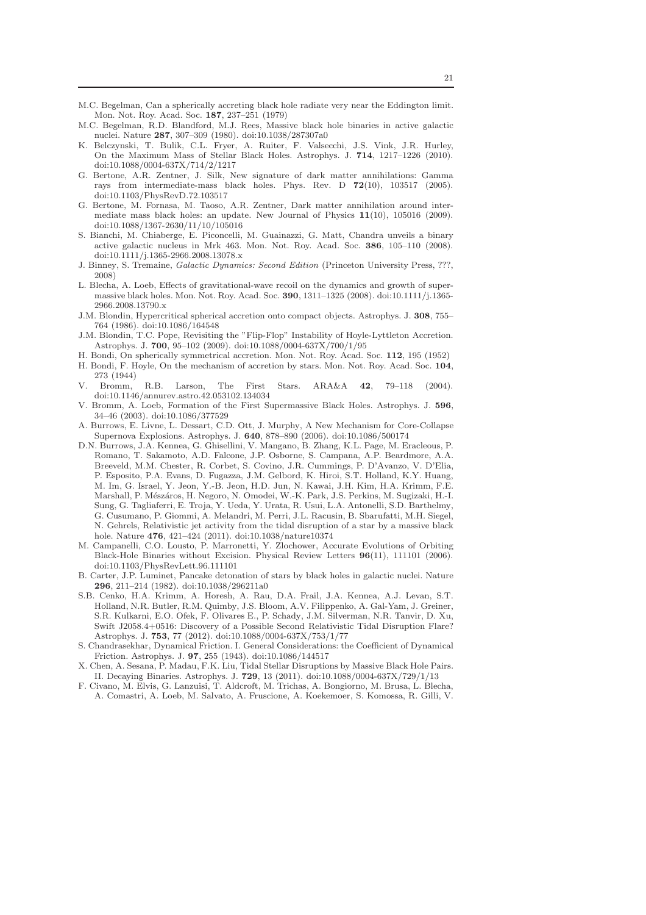M.C. Begelman, Can a spherically accreting black hole radiate very near the Eddington limit. Mon. Not. Roy. Acad. Soc. **187**, 237–251 (1979)

M.C. Begelman, R.D. Blandford, M.J. Rees, Massive black hole binaries in active galactic nuclei. Nature **287**, 307–309 (1980). doi:10.1038/287307a0

K. Belczynski, T. Bulik, C.L. Fryer, A. Ruiter, F. Valsecchi, J.S. Vink, J.R. Hurley, On the Maximum Mass of Stellar Black Holes. Astrophys. J. **714**, 1217–1226 (2010). doi:10.1088/0004-637X/714/2/1217

G. Bertone, A.R. Zentner, J. Silk, New signature of dark matter annihilations: Gamma rays from intermediate-mass black holes. Phys. Rev. D **72**(10), 103517 (2005). doi:10.1103/PhysRevD.72.103517

G. Bertone, M. Fornasa, M. Taoso, A.R. Zentner, Dark matter annihilation around intermediate mass black holes: an update. New Journal of Physics **11**(10), 105016 (2009). doi:10.1088/1367-2630/11/10/105016

S. Bianchi, M. Chiaberge, E. Piconcelli, M. Guainazzi, G. Matt, Chandra unveils a binary active galactic nucleus in Mrk 463. Mon. Not. Roy. Acad. Soc. **386**, 105–110 (2008). doi:10.1111/j.1365-2966.2008.13078.x

J. Binney, S. Tremaine, *Galactic Dynamics: Second Edition* (Princeton University Press, ???, 2008)

L. Blecha, A. Loeb, Effects of gravitational-wave recoil on the dynamics and growth of supermassive black holes. Mon. Not. Roy. Acad. Soc. **390**, 1311–1325 (2008). doi:10.1111/j.1365-2966.2008.13790.x

J.M. Blondin, Hypercritical spherical accretion onto compact objects. Astrophys. J. **308**, 755–764 (1986). doi:10.1086/164548

J.M. Blondin, T.C. Pope, Revisiting the "Flip-Flop" Instability of Hoyle-Lyttleton Accretion. Astrophys. J. **700**, 95–102 (2009). doi:10.1088/0004-637X/700/1/95

H. Bondi, On spherically symmetrical accretion. Mon. Not. Roy. Acad. Soc. **112**, 195 (1952)

H. Bondi, F. Hoyle, On the mechanism of accretion by stars. Mon. Not. Roy. Acad. Soc. **104**, 273 (1944)

V. Bromm, R.B. Larson, The First Stars. ARA&A **42**, 79–118 (2004). doi:10.1146/annurev.astro.42.053102.134034

V. Bromm, A. Loeb, Formation of the First Supermassive Black Holes. Astrophys. J. **596**, 34–46 (2003). doi:10.1086/377529

A. Burrows, E. Livne, L. Dessart, C.D. Ott, J. Murphy, A New Mechanism for Core-Collapse Supernova Explosions. Astrophys. J. **640**, 878–890 (2006). doi:10.1086/500174

D.N. Burrows, J.A. Kennea, G. Ghisellini, V. Mangano, B. Zhang, K.L. Page, M. Eracleous, P. Romano, T. Sakamoto, A.D. Falcone, J.P. Osborne, S. Campana, A.P. Beardmore, A.A. Breeveld, M.M. Chester, R. Corbet, S. Covino, J.R. Cummings, P. D'Avanzo, V. D'Elia, P. Esposito, P.A. Evans, D. Fugazza, J.M. Gelbord, K. Hiroi, S.T. Holland, K.Y. Huang, M. Im, G. Israel, Y. Jeon, Y.-B. Jeon, H.D. Jun, N. Kawai, J.H. Kim, H.A. Krimm, F.E. Marshall, P. Mészáros, H. Negoro, N. Omodei, W.-K. Park, J.S. Perkins, M. Sugizaki, H.-I. Sung, G. Tagliaferri, E. Troja, Y. Ueda, Y. Urata, R. Usui, L.A. Antonelli, S.D. Barthelmy, G. Cusumano, P. Giommi, A. Melandri, M. Perri, J.L. Racusin, B. Sbarufatti, M.H. Siegel, N. Gehrels, Relativistic jet activity from the tidal disruption of a star by a massive black hole. Nature **476**, 421–424 (2011). doi:10.1038/nature10374

M. Campanelli, C.O. Lousto, P. Marronetti, Y. Zlochower, Accurate Evolutions of Orbiting Black-Hole Binaries without Excision. Physical Review Letters **96**(11), 111101 (2006). doi:10.1103/PhysRevLett.96.111101

B. Carter, J.P. Luminet, Pancake detonation of stars by black holes in galactic nuclei. Nature **296**, 211–214 (1982). doi:10.1038/296211a0

S.B. Cenko, H.A. Krimm, A. Horesh, A. Rau, D.A. Frail, J.A. Kennea, A.J. Levan, S.T. Holland, N.R. Butler, R.M. Quimby, J.S. Bloom, A.V. Filippenko, A. Gal-Yam, J. Greiner, S.R. Kulkarni, E.O. Ofek, F. Olivares E., P. Schady, J.M. Silverman, N.R. Tanvir, D. Xu, Swift J2058.4+0516: Discovery of a Possible Second Relativistic Tidal Disruption Flare? Astrophys. J. **753**, 77 (2012). doi:10.1088/0004-637X/753/1/77

S. Chandrasekhar, Dynamical Friction. I. General Considerations: the Coefficient of Dynamical Friction. Astrophys. J. **97**, 255 (1943). doi:10.1086/144517

X. Chen, A. Sesana, P. Madau, F.K. Liu, Tidal Stellar Disruptions by Massive Black Hole Pairs. II. Decaying Binaries. Astrophys. J. **729**, 13 (2011). doi:10.1088/0004-637X/729/1/13

F. Civano, M. Elvis, G. Lanzuisi, T. Aldcroft, M. Trichas, A. Bongiorno, M. Brusa, L. Blecha, A. Comastri, A. Loeb, M. Salvato, A. Fruscione, A. Koekemoer, S. Komossa, R. Gilli, V.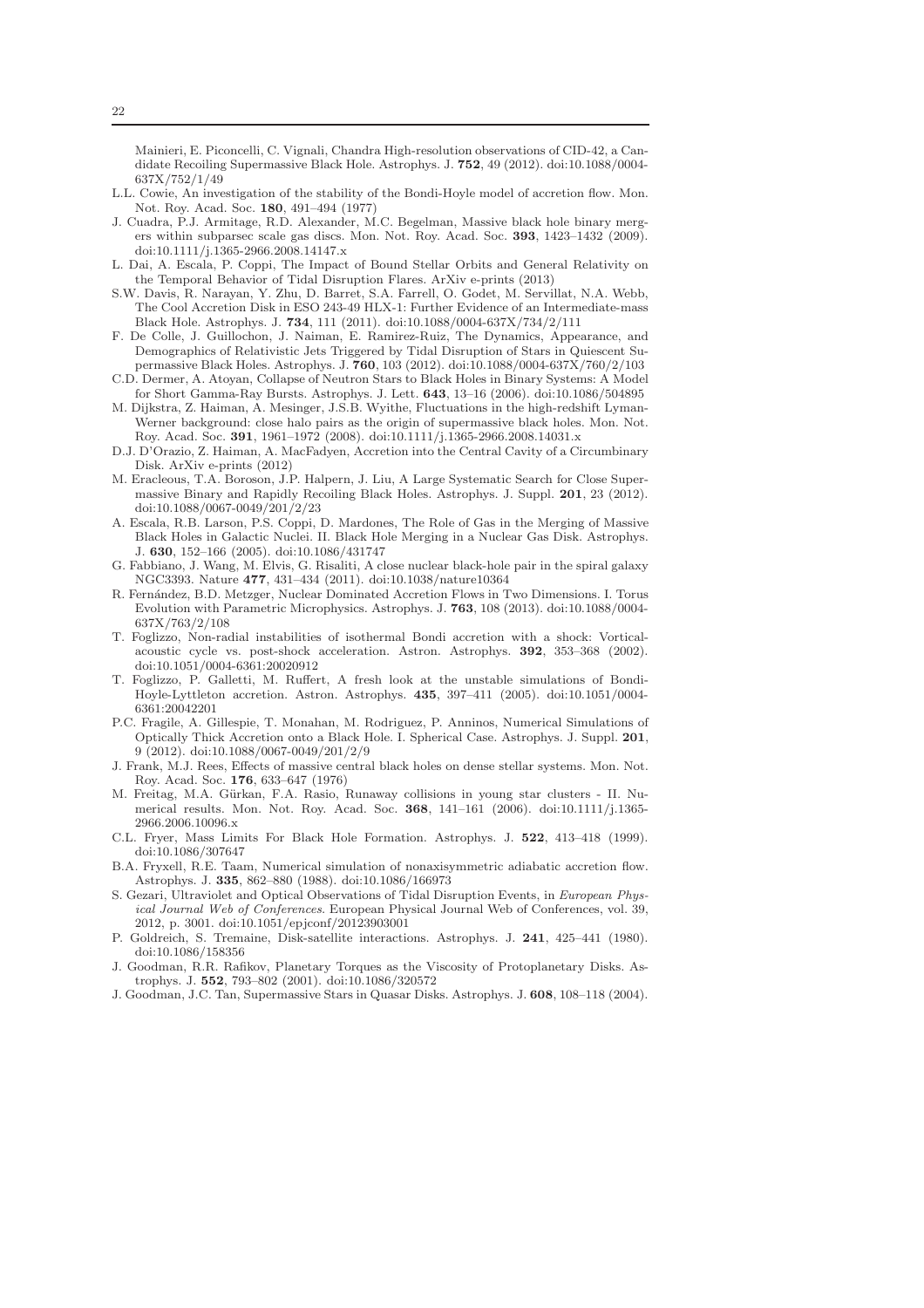Mainieri, E. Piconcelli, C. Vignali, Chandra High-resolution observations of CID-42, a Candidate Recoiling Supermassive Black Hole. Astrophys. J. **752**, 49 (2012). doi:10.1088/0004-637X/752/1/49

L.L. Cowie, An investigation of the stability of the Bondi-Hoyle model of accretion flow. Mon. Not. Roy. Acad. Soc. **180**, 491–494 (1977)

J. Cuadra, P.J. Armitage, R.D. Alexander, M.C. Begelman, Massive black hole binary mergers within subparsec scale gas discs. Mon. Not. Roy. Acad. Soc. **393**, 1423–1432 (2009). doi:10.1111/j.1365-2966.2008.14147.x

L. Dai, A. Escala, P. Coppi, The Impact of Bound Stellar Orbits and General Relativity on the Temporal Behavior of Tidal Disruption Flares. ArXiv e-prints (2013)

S.W. Davis, R. Narayan, Y. Zhu, D. Barret, S.A. Farrell, O. Godet, M. Servillat, N.A. Webb, The Cool Accretion Disk in ESO 243-49 HLX-1: Further Evidence of an Intermediate-mass Black Hole. Astrophys. J. **734**, 111 (2011). doi:10.1088/0004-637X/734/2/111

F. De Colle, J. Guillochon, J. Naiman, E. Ramirez-Ruiz, The Dynamics, Appearance, and Demographics of Relativistic Jets Triggered by Tidal Disruption of Stars in Quiescent Supermassive Black Holes. Astrophys. J. **760**, 103 (2012). doi:10.1088/0004-637X/760/2/103

C.D. Dermer, A. Atoyan, Collapse of Neutron Stars to Black Holes in Binary Systems: A Model for Short Gamma-Ray Bursts. Astrophys. J. Lett. **643**, 13–16 (2006). doi:10.1086/504895

M. Dijkstra, Z. Haiman, A. Mesinger, J.S.B. Wyithe, Fluctuations in the high-redshift Lyman-Werner background: close halo pairs as the origin of supermassive black holes. Mon. Not. Roy. Acad. Soc. **391**, 1961–1972 (2008). doi:10.1111/j.1365-2966.2008.14031.x

D.J. D'Orazio, Z. Haiman, A. MacFadyen, Accretion into the Central Cavity of a Circumbinary Disk. ArXiv e-prints (2012)

M. Eracleous, T.A. Boroson, J.P. Halpern, J. Liu, A Large Systematic Search for Close Supermassive Binary and Rapidly Recoiling Black Holes. Astrophys. J. Suppl. **201**, 23 (2012). doi:10.1088/0067-0049/201/2/23

A. Escala, R.B. Larson, P.S. Coppi, D. Mardones, The Role of Gas in the Merging of Massive Black Holes in Galactic Nuclei. II. Black Hole Merging in a Nuclear Gas Disk. Astrophys. J. **630**, 152–166 (2005). doi:10.1086/431747

G. Fabbiano, J. Wang, M. Elvis, G. Risaliti, A close nuclear black-hole pair in the spiral galaxy NGC3393. Nature **477**, 431–434 (2011). doi:10.1038/nature10364

R. Fernández, B.D. Metzger, Nuclear Dominated Accretion Flows in Two Dimensions. I. Torus Evolution with Parametric Microphysics. Astrophys. J. **763**, 108 (2013). doi:10.1088/0004-637X/763/2/108

T. Foglizzo, Non-radial instabilities of isothermal Bondi accretion with a shock: Vortical-acoustic cycle vs. post-shock acceleration. Astron. Astrophys. **392**, 353–368 (2002). doi:10.1051/0004-6361:20020912

T. Foglizzo, P. Galletti, M. Ruffert, A fresh look at the unstable simulations of Bondi-Hoyle-Lyttleton accretion. Astron. Astrophys. **435**, 397–411 (2005). doi:10.1051/0004-6361:20042201

P.C. Fragile, A. Gillespie, T. Monahan, M. Rodriguez, P. Anninos, Numerical Simulations of Optically Thick Accretion onto a Black Hole. I. Spherical Case. Astrophys. J. Suppl. **201**, 9 (2012). doi:10.1088/0067-0049/201/2/9

J. Frank, M.J. Rees, Effects of massive central black holes on dense stellar systems. Mon. Not. Roy. Acad. Soc. **176**, 633–647 (1976)

M. Freitag, M.A. Gürkan, F.A. Rasio, Runaway collisions in young star clusters - II. Numerical results. Mon. Not. Roy. Acad. Soc. **368**, 141–161 (2006). doi:10.1111/j.1365-2966.2006.10096.x

C.L. Fryer, Mass Limits For Black Hole Formation. Astrophys. J. **522**, 413–418 (1999). doi:10.1086/307647

B.A. Fryxell, R.E. Taam, Numerical simulation of nonaxisymmetric adiabatic accretion flow. Astrophys. J. **335**, 862–880 (1988). doi:10.1086/166973

S. Gezari, Ultraviolet and Optical Observations of Tidal Disruption Events, in *European Physical Journal Web of Conferences*. European Physical Journal Web of Conferences, vol. 39, 2012, p. 3001. doi:10.1051/epjconf/20123903001

P. Goldreich, S. Tremaine, Disk-satellite interactions. Astrophys. J. **241**, 425–441 (1980). doi:10.1086/158356

J. Goodman, R.R. Rafikov, Planetary Torques as the Viscosity of Protoplanetary Disks. Astrophys. J. **552**, 793–802 (2001). doi:10.1086/320572

J. Goodman, J.C. Tan, Supermassive Stars in Quasar Disks. Astrophys. J. **608**, 108–118 (2004).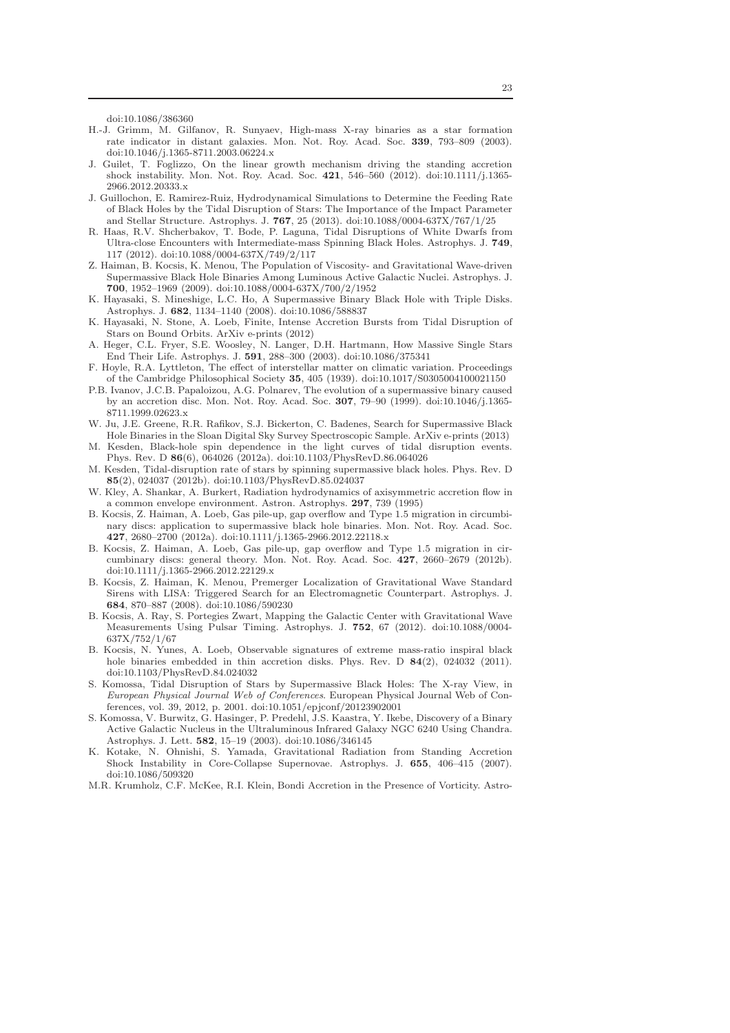doi:10.1086/386360

H.-J. Grimm, M. Gilfanov, R. Sunyaev, High-mass X-ray binaries as a star formation rate indicator in distant galaxies. Mon. Not. Roy. Acad. Soc. **339**, 793–809 (2003). doi:10.1046/j.1365-8711.2003.06224.x

J. Guilet, T. Foglizzo, On the linear growth mechanism driving the standing accretion shock instability. Mon. Not. Roy. Acad. Soc. **421**, 546–560 (2012). doi:10.1111/j.1365-2966.2012.20333.x

J. Guillochon, E. Ramirez-Ruiz, Hydrodynamical Simulations to Determine the Feeding Rate of Black Holes by the Tidal Disruption of Stars: The Importance of the Impact Parameter and Stellar Structure. Astrophys. J. **767**, 25 (2013). doi:10.1088/0004-637X/767/1/25

R. Haas, R.V. Shcherbakov, T. Bode, P. Laguna, Tidal Disruptions of White Dwarfs from Ultra-close Encounters with Intermediate-mass Spinning Black Holes. Astrophys. J. **749**, 117 (2012). doi:10.1088/0004-637X/749/2/117

Z. Haiman, B. Kocsis, K. Menou, The Population of Viscosity- and Gravitational Wave-driven Supermassive Black Hole Binaries Among Luminous Active Galactic Nuclei. Astrophys. J. **700**, 1952–1969 (2009). doi:10.1088/0004-637X/700/2/1952

K. Hayasaki, S. Mineshige, L.C. Ho, A Supermassive Binary Black Hole with Triple Disks. Astrophys. J. **682**, 1134–1140 (2008). doi:10.1086/588837

K. Hayasaki, N. Stone, A. Loeb, Finite, Intense Accretion Bursts from Tidal Disruption of Stars on Bound Orbits. ArXiv e-prints (2012)

A. Heger, C.L. Fryer, S.E. Woosley, N. Langer, D.H. Hartmann, How Massive Single Stars End Their Life. Astrophys. J. **591**, 288–300 (2003). doi:10.1086/375341

F. Hoyle, R.A. Lyttleton, The effect of interstellar matter on climatic variation. Proceedings of the Cambridge Philosophical Society **35**, 405 (1939). doi:10.1017/S0305004100021150

P.B. Ivanov, J.C.B. Papaloizou, A.G. Polnarev, The evolution of a supermassive binary caused by an accretion disc. Mon. Not. Roy. Acad. Soc. **307**, 79–90 (1999). doi:10.1046/j.1365-8711.1999.02623.x

W. Ju, J.E. Greene, R.R. Rafikov, S.J. Bickerton, C. Badenes, Search for Supermassive Black Hole Binaries in the Sloan Digital Sky Survey Spectroscopic Sample. ArXiv e-prints (2013)

M. Kesden, Black-hole spin dependence in the light curves of tidal disruption events. Phys. Rev. D **86**(6), 064026 (2012a). doi:10.1103/PhysRevD.86.064026

M. Kesden, Tidal-disruption rate of stars by spinning supermassive black holes. Phys. Rev. D **85**(2), 024037 (2012b). doi:10.1103/PhysRevD.85.024037

W. Kley, A. Shankar, A. Burkert, Radiation hydrodynamics of axisymmetric accretion flow in a common envelope environment. Astron. Astrophys. **297**, 739 (1995)

B. Kocsis, Z. Haiman, A. Loeb, Gas pile-up, gap overflow and Type 1.5 migration in circumbinary discs: application to supermassive black hole binaries. Mon. Not. Roy. Acad. Soc. **427**, 2680–2700 (2012a). doi:10.1111/j.1365-2966.2012.22118.x

B. Kocsis, Z. Haiman, A. Loeb, Gas pile-up, gap overflow and Type 1.5 migration in circumbinary discs: general theory. Mon. Not. Roy. Acad. Soc. **427**, 2660–2679 (2012b). doi:10.1111/j.1365-2966.2012.22129.x

B. Kocsis, Z. Haiman, K. Menou, Premerger Localization of Gravitational Wave Standard Sirens with LISA: Triggered Search for an Electromagnetic Counterpart. Astrophys. J. **684**, 870–887 (2008). doi:10.1086/590230

B. Kocsis, A. Ray, S. Portegies Zwart, Mapping the Galactic Center with Gravitational Wave Measurements Using Pulsar Timing. Astrophys. J. **752**, 67 (2012). doi:10.1088/0004-637X/752/1/67

B. Kocsis, N. Yunes, A. Loeb, Observable signatures of extreme mass-ratio inspiral black hole binaries embedded in thin accretion disks. Phys. Rev. D **84**(2), 024032 (2011). doi:10.1103/PhysRevD.84.024032

S. Komossa, Tidal Disruption of Stars by Supermassive Black Holes: The X-ray View, in *European Physical Journal Web of Conferences*. European Physical Journal Web of Conferences, vol. 39, 2012, p. 2001. doi:10.1051/epjconf/20123902001

S. Komossa, V. Burwitz, G. Hasinger, P. Predehl, J.S. Kaastra, Y. Ikebe, Discovery of a Binary Active Galactic Nucleus in the Ultraluminous Infrared Galaxy NGC 6240 Using Chandra. Astrophys. J. Lett. **582**, 15–19 (2003). doi:10.1086/346145

K. Kotake, N. Ohnishi, S. Yamada, Gravitational Radiation from Standing Accretion Shock Instability in Core-Collapse Supernovae. Astrophys. J. **655**, 406–415 (2007). doi:10.1086/509320

M.R. Krumholz, C.F. McKee, R.I. Klein, Bondi Accretion in the Presence of Vorticity. Astro-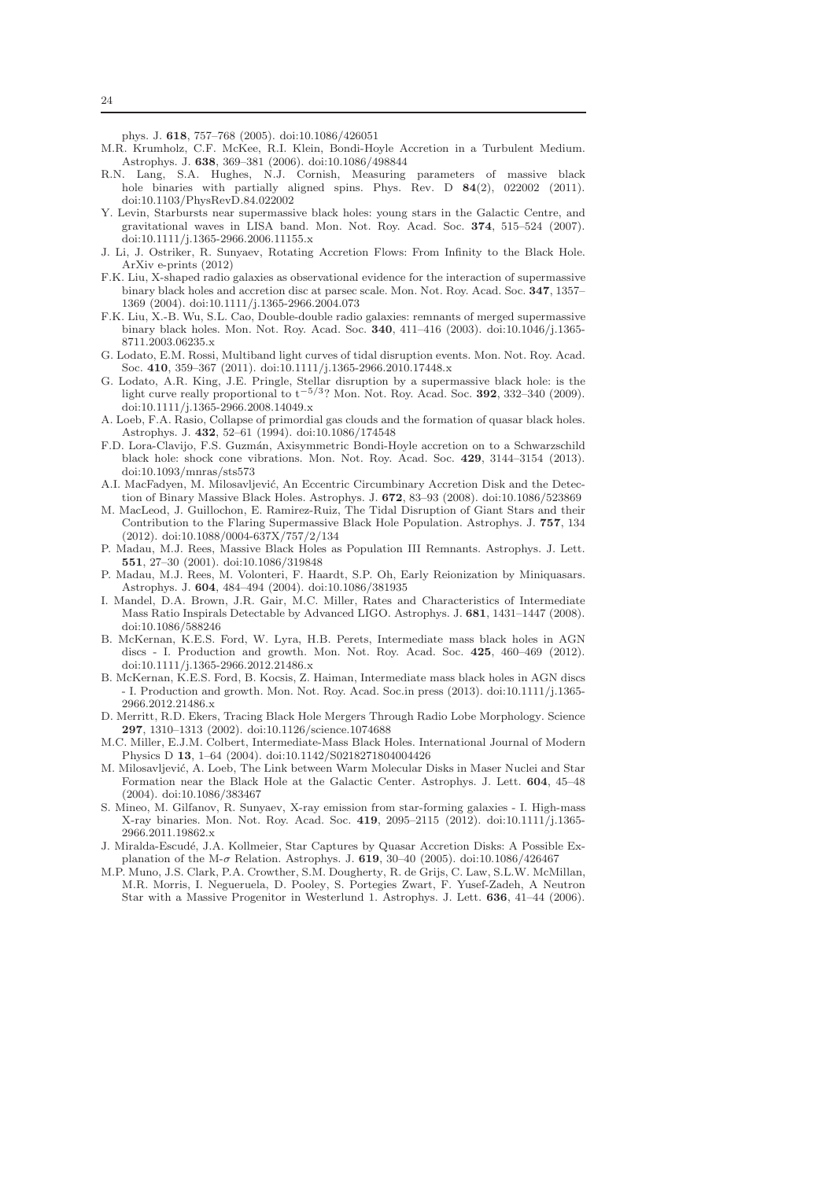phys. J. **618**, 757–768 (2005). doi:10.1086/426051

M.R. Krumholz, C.F. McKee, R.I. Klein, Bondi-Hoyle Accretion in a Turbulent Medium. Astrophys. J. **638**, 369–381 (2006). doi:10.1086/498844

R.N. Lang, S.A. Hughes, N.J. Cornish, Measuring parameters of massive black hole binaries with partially aligned spins. Phys. Rev. D **84**(2), 022002 (2011). doi:10.1103/PhysRevD.84.022002

Y. Levin, Starbursts near supermassive black holes: young stars in the Galactic Centre, and gravitational waves in LISA band. Mon. Not. Roy. Acad. Soc. **374**, 515–524 (2007). doi:10.1111/j.1365-2966.2006.11155.x

J. Li, J. Ostriker, R. Sunyaev, Rotating Accretion Flows: From Infinity to the Black Hole. ArXiv e-prints (2012)

F.K. Liu, X-shaped radio galaxies as observational evidence for the interaction of supermassive binary black holes and accretion disc at parsec scale. Mon. Not. Roy. Acad. Soc. **347**, 1357–1369 (2004). doi:10.1111/j.1365-2966.2004.073

F.K. Liu, X.-B. Wu, S.L. Cao, Double-double radio galaxies: remnants of merged supermassive binary black holes. Mon. Not. Roy. Acad. Soc. **340**, 411–416 (2003). doi:10.1046/j.1365-8711.2003.06235.x

G. Lodato, E.M. Rossi, Multiband light curves of tidal disruption events. Mon. Not. Roy. Acad. Soc. **410**, 359–367 (2011). doi:10.1111/j.1365-2966.2010.17448.x

G. Lodato, A.R. King, J.E. Pringle, Stellar disruption by a supermassive black hole: is the light curve really proportional to $t^{-5/3}$? Mon. Not. Roy. Acad. Soc. **392**, 332–340 (2009). doi:10.1111/j.1365-2966.2008.14049.x

A. Loeb, F.A. Rasio, Collapse of primordial gas clouds and the formation of quasar black holes. Astrophys. J. **432**, 52–61 (1994). doi:10.1086/174548

F.D. Lora-Clavijo, F.S. Guzmán, Axisymmetric Bondi-Hoyle accretion on to a Schwarzschild black hole: shock cone vibrations. Mon. Not. Roy. Acad. Soc. **429**, 3144–3154 (2013). doi:10.1093/mnras/sts573

A.I. MacFadyen, M. Milosavljević, An Eccentric Circumbinary Accretion Disk and the Detection of Binary Massive Black Holes. Astrophys. J. **672**, 83–93 (2008). doi:10.1086/523869

M. MacLeod, J. Guillochon, E. Ramirez-Ruiz, The Tidal Disruption of Giant Stars and their Contribution to the Flaring Supermassive Black Hole Population. Astrophys. J. **757**, 134 (2012). doi:10.1088/0004-637X/757/2/134

P. Madau, M.J. Rees, Massive Black Holes as Population III Remnants. Astrophys. J. Lett. **551**, 27–30 (2001). doi:10.1086/319848

P. Madau, M.J. Rees, M. Volonteri, F. Haardt, S.P. Oh, Early Reionization by Miniquasars. Astrophys. J. **604**, 484–494 (2004). doi:10.1086/381935

I. Mandel, D.A. Brown, J.R. Gair, M.C. Miller, Rates and Characteristics of Intermediate Mass Ratio Inspirals Detectable by Advanced LIGO. Astrophys. J. **681**, 1431–1447 (2008). doi:10.1086/588246

B. McKernan, K.E.S. Ford, W. Lyra, H.B. Perets, Intermediate mass black holes in AGN discs - I. Production and growth. Mon. Not. Roy. Acad. Soc. **425**, 460–469 (2012). doi:10.1111/j.1365-2966.2012.21486.x

B. McKernan, K.E.S. Ford, B. Kocsis, Z. Haiman, Intermediate mass black holes in AGN discs - I. Production and growth. Mon. Not. Roy. Acad. Soc.in press (2013). doi:10.1111/j.1365-2966.2012.21486.x

D. Merritt, R.D. Ekers, Tracing Black Hole Mergers Through Radio Lobe Morphology. Science **297**, 1310–1313 (2002). doi:10.1126/science.1074688

M.C. Miller, E.J.M. Colbert, Intermediate-Mass Black Holes. International Journal of Modern Physics D **13**, 1–64 (2004). doi:10.1142/S0218271804004426

M. Milosavljević, A. Loeb, The Link between Warm Molecular Disks in Maser Nuclei and Star Formation near the Black Hole at the Galactic Center. Astrophys. J. Lett. **604**, 45–48 (2004). doi:10.1086/383467

S. Mineo, M. Gilfanov, R. Sunyaev, X-ray emission from star-forming galaxies - I. High-mass X-ray binaries. Mon. Not. Roy. Acad. Soc. **419**, 2095–2115 (2012). doi:10.1111/j.1365-2966.2011.19862.x

J. Miralda-Escudé, J.A. Kollmeier, Star Captures by Quasar Accretion Disks: A Possible Explanation of the M-$\sigma$ Relation. Astrophys. J. **619**, 30–40 (2005). doi:10.1086/426467

M.P. Muno, J.S. Clark, P.A. Crowther, S.M. Dougherty, R. de Grijs, C. Law, S.L.W. McMillan, M.R. Morris, I. Negueruela, D. Pooley, S. Portegies Zwart, F. Yusef-Zadeh, A Neutron Star with a Massive Progenitor in Westerlund 1. Astrophys. J. Lett. **636**, 41–44 (2006).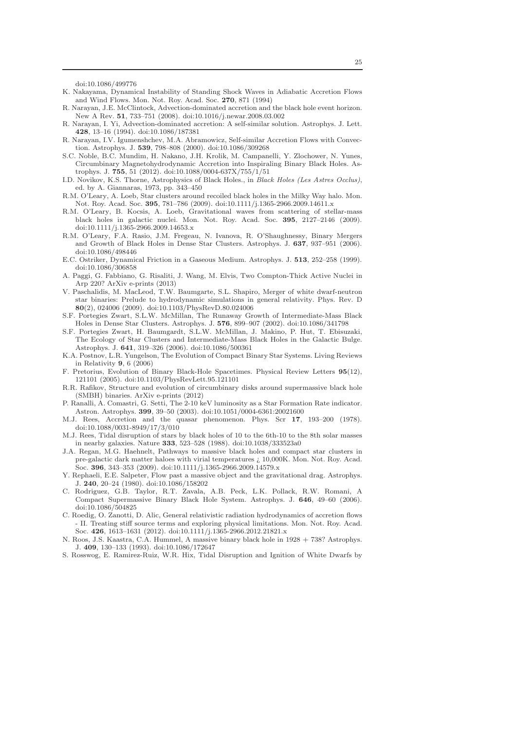doi:10.1086/499776

K. Nakayama, Dynamical Instability of Standing Shock Waves in Adiabatic Accretion Flows and Wind Flows. Mon. Not. Roy. Acad. Soc. **270**, 871 (1994)

R. Narayan, J.E. McClintock, Advection-dominated accretion and the black hole event horizon. New A Rev. **51**, 733–751 (2008). doi:10.1016/j.newar.2008.03.002

R. Narayan, I. Yi, Advection-dominated accretion: A self-similar solution. Astrophys. J. Lett. **428**, 13–16 (1994). doi:10.1086/187381

R. Narayan, I.V. Igumenshchev, M.A. Abramowicz, Self-similar Accretion Flows with Convection. Astrophys. J. **539**, 798–808 (2000). doi:10.1086/309268

S.C. Noble, B.C. Mundim, H. Nakano, J.H. Krolik, M. Campanelli, Y. Zlochower, N. Yunes, Circumbinary Magnetohydrodynamic Accretion into Inspiraling Binary Black Holes. Astrophys. J. **755**, 51 (2012). doi:10.1088/0004-637X/755/1/51

I.D. Novikov, K.S. Thorne, Astrophysics of Black Holes., in *Black Holes (Les Astres Occlus)*, ed. by A. Giannaras, 1973, pp. 343–450

R.M. O'Leary, A. Loeb, Star clusters around recoiled black holes in the Milky Way halo. Mon. Not. Roy. Acad. Soc. **395**, 781–786 (2009). doi:10.1111/j.1365-2966.2009.14611.x

R.M. O'Leary, B. Kocsis, A. Loeb, Gravitational waves from scattering of stellar-mass black holes in galactic nuclei. Mon. Not. Roy. Acad. Soc. **395**, 2127–2146 (2009). doi:10.1111/j.1365-2966.2009.14653.x

R.M. O'Leary, F.A. Rasio, J.M. Fregeau, N. Ivanova, R. O'Shaughnessy, Binary Mergers and Growth of Black Holes in Dense Star Clusters. Astrophys. J. **637**, 937–951 (2006). doi:10.1086/498446

E.C. Ostriker, Dynamical Friction in a Gaseous Medium. Astrophys. J. **513**, 252–258 (1999). doi:10.1086/306858

A. Paggi, G. Fabbiano, G. Risaliti, J. Wang, M. Elvis, Two Compton-Thick Active Nuclei in Arp 220? ArXiv e-prints (2013)

V. Paschalidis, M. MacLeod, T.W. Baumgarte, S.L. Shapiro, Merger of white dwarf-neutron star binaries: Prelude to hydrodynamic simulations in general relativity. Phys. Rev. D **80**(2), 024006 (2009). doi:10.1103/PhysRevD.80.024006

S.F. Portegies Zwart, S.L.W. McMillan, The Runaway Growth of Intermediate-Mass Black Holes in Dense Star Clusters. Astrophys. J. **576**, 899–907 (2002). doi:10.1086/341798

S.F. Portegies Zwart, H. Baumgardt, S.L.W. McMillan, J. Makino, P. Hut, T. Ebisuzaki, The Ecology of Star Clusters and Intermediate-Mass Black Holes in the Galactic Bulge. Astrophys. J. **641**, 319–326 (2006). doi:10.1086/500361

K.A. Postnov, L.R. Yungelson, The Evolution of Compact Binary Star Systems. Living Reviews in Relativity **9**, 6 (2006)

F. Pretorius, Evolution of Binary Black-Hole Spacetimes. Physical Review Letters **95**(12), 121101 (2005). doi:10.1103/PhysRevLett.95.121101

R.R. Rafikov, Structure and evolution of circumbinary disks around supermassive black hole (SMBH) binaries. ArXiv e-prints (2012)

P. Ranalli, A. Comastri, G. Setti, The 2-10 keV luminosity as a Star Formation Rate indicator. Astron. Astrophys. **399**, 39–50 (2003). doi:10.1051/0004-6361:20021600

M.J. Rees, Accretion and the quasar phenomenon. Phys. Scr **17**, 193–200 (1978). doi:10.1088/0031-8949/17/3/010

M.J. Rees, Tidal disruption of stars by black holes of 10 to the 6th-10 to the 8th solar masses in nearby galaxies. Nature **333**, 523–528 (1988). doi:10.1038/333523a0

J.A. Regan, M.G. Haehnelt, Pathways to massive black holes and compact star clusters in pre-galactic dark matter haloes with virial temperatures ¿ 10,000K. Mon. Not. Roy. Acad. Soc. **396**, 343–353 (2009). doi:10.1111/j.1365-2966.2009.14579.x

Y. Rephaeli, E.E. Salpeter, Flow past a massive object and the gravitational drag. Astrophys. J. **240**, 20–24 (1980). doi:10.1086/158202

C. Rodriguez, G.B. Taylor, R.T. Zavala, A.B. Peck, L.K. Pollack, R.W. Romani, A Compact Supermassive Binary Black Hole System. Astrophys. J. **646**, 49–60 (2006). doi:10.1086/504825

C. Roedig, O. Zanotti, D. Alic, General relativistic radiation hydrodynamics of accretion flows - II. Treating stiff source terms and exploring physical limitations. Mon. Not. Roy. Acad. Soc. **426**, 1613–1631 (2012). doi:10.1111/j.1365-2966.2012.21821.x

N. Roos, J.S. Kaastra, C.A. Hummel, A massive binary black hole in 1928 + 738? Astrophys. J. **409**, 130–133 (1993). doi:10.1086/172647

S. Rosswog, E. Ramirez-Ruiz, W.R. Hix, Tidal Disruption and Ignition of White Dwarfs by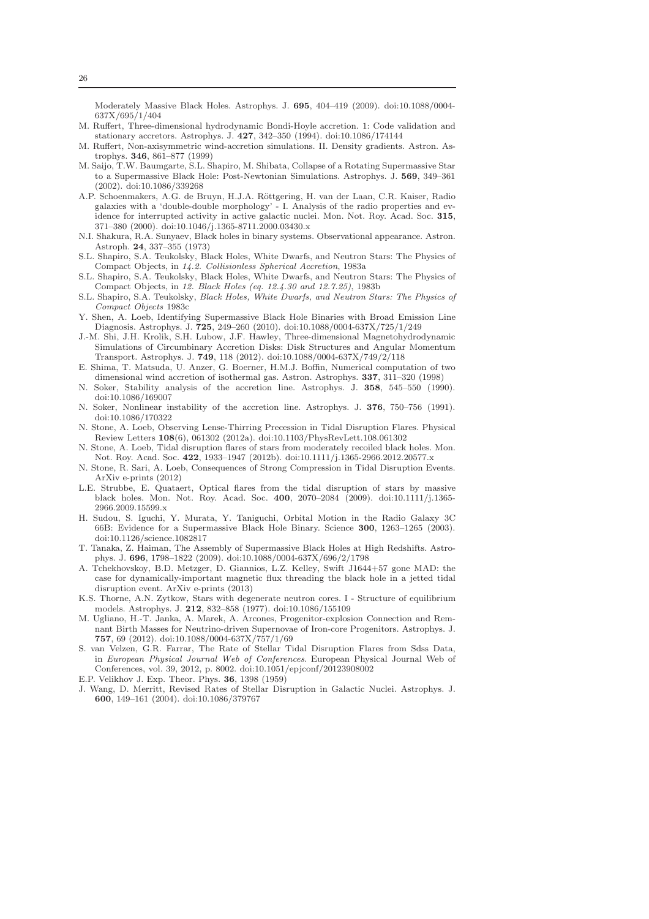Moderately Massive Black Holes. Astrophys. J. **695**, 404–419 (2009). doi:10.1088/0004-637X/695/1/404

M. Ruffert, Three-dimensional hydrodynamic Bondi-Hoyle accretion. 1: Code validation and stationary accretors. Astrophys. J. **427**, 342–350 (1994). doi:10.1086/174144

M. Ruffert, Non-axisymmetric wind-accretion simulations. II. Density gradients. Astron. Astrophys. **346**, 861–877 (1999)

M. Saijo, T.W. Baumgarte, S.L. Shapiro, M. Shibata, Collapse of a Rotating Supermassive Star to a Supermassive Black Hole: Post-Newtonian Simulations. Astrophys. J. **569**, 349–361 (2002). doi:10.1086/339268

A.P. Schoenmakers, A.G. de Bruyn, H.J.A. Röttgering, H. van der Laan, C.R. Kaiser, Radio galaxies with a 'double-double morphology' - I. Analysis of the radio properties and evidence for interrupted activity in active galactic nuclei. Mon. Not. Roy. Acad. Soc. **315**, 371–380 (2000). doi:10.1046/j.1365-8711.2000.03430.x

N.I. Shakura, R.A. Sunyaev, Black holes in binary systems. Observational appearance. Astron. Astroph. **24**, 337–355 (1973)

S.L. Shapiro, S.A. Teukolsky, Black Holes, White Dwarfs, and Neutron Stars: The Physics of Compact Objects, in *14.2. Collisionless Spherical Accretion*, 1983a

S.L. Shapiro, S.A. Teukolsky, Black Holes, White Dwarfs, and Neutron Stars: The Physics of Compact Objects, in *12. Black Holes (eq. 12.4.30 and 12.7.25)*, 1983b

S.L. Shapiro, S.A. Teukolsky, *Black Holes, White Dwarfs, and Neutron Stars: The Physics of Compact Objects* 1983c

Y. Shen, A. Loeb, Identifying Supermassive Black Hole Binaries with Broad Emission Line Diagnosis. Astrophys. J. **725**, 249–260 (2010). doi:10.1088/0004-637X/725/1/249

J.-M. Shi, J.H. Krolik, S.H. Lubow, J.F. Hawley, Three-dimensional Magnetohydrodynamic Simulations of Circumbinary Accretion Disks: Disk Structures and Angular Momentum Transport. Astrophys. J. **749**, 118 (2012). doi:10.1088/0004-637X/749/2/118

E. Shima, T. Matsuda, U. Anzer, G. Boerner, H.M.J. Boffin, Numerical computation of two dimensional wind accretion of isothermal gas. Astron. Astrophys. **337**, 311–320 (1998)

N. Soker, Stability analysis of the accretion line. Astrophys. J. **358**, 545–550 (1990). doi:10.1086/169007

N. Soker, Nonlinear instability of the accretion line. Astrophys. J. **376**, 750–756 (1991). doi:10.1086/170322

N. Stone, A. Loeb, Observing Lense-Thirring Precession in Tidal Disruption Flares. Physical Review Letters **108**(6), 061302 (2012a). doi:10.1103/PhysRevLett.108.061302

N. Stone, A. Loeb, Tidal disruption flares of stars from moderately recoiled black holes. Mon. Not. Roy. Acad. Soc. **422**, 1933–1947 (2012b). doi:10.1111/j.1365-2966.2012.20577.x

N. Stone, R. Sari, A. Loeb, Consequences of Strong Compression in Tidal Disruption Events. ArXiv e-prints (2012)

L.E. Strubbe, E. Quataert, Optical flares from the tidal disruption of stars by massive black holes. Mon. Not. Roy. Acad. Soc. **400**, 2070–2084 (2009). doi:10.1111/j.1365-2966.2009.15599.x

H. Sudou, S. Iguchi, Y. Murata, Y. Taniguchi, Orbital Motion in the Radio Galaxy 3C 66B: Evidence for a Supermassive Black Hole Binary. Science **300**, 1263–1265 (2003). doi:10.1126/science.1082817

T. Tanaka, Z. Haiman, The Assembly of Supermassive Black Holes at High Redshifts. Astrophys. J. **696**, 1798–1822 (2009). doi:10.1088/0004-637X/696/2/1798

A. Tchekhovskoy, B.D. Metzger, D. Giannios, L.Z. Kelley, Swift J1644+57 gone MAD: the case for dynamically-important magnetic flux threading the black hole in a jetted tidal disruption event. ArXiv e-prints (2013)

K.S. Thorne, A.N. Zytkow, Stars with degenerate neutron cores. I - Structure of equilibrium models. Astrophys. J. **212**, 832–858 (1977). doi:10.1086/155109

M. Ugliano, H.-T. Janka, A. Marek, A. Arcones, Progenitor-explosion Connection and Remnant Birth Masses for Neutrino-driven Supernovae of Iron-core Progenitors. Astrophys. J. **757**, 69 (2012). doi:10.1088/0004-637X/757/1/69

S. van Velzen, G.R. Farrar, The Rate of Stellar Tidal Disruption Flares from Sdss Data, in *European Physical Journal Web of Conferences*. European Physical Journal Web of Conferences, vol. 39, 2012, p. 8002. doi:10.1051/epjconf/20123908002

E.P. Velikhov J. Exp. Theor. Phys. **36**, 1398 (1959)

J. Wang, D. Merritt, Revised Rates of Stellar Disruption in Galactic Nuclei. Astrophys. J. **600**, 149–161 (2004). doi:10.1086/379767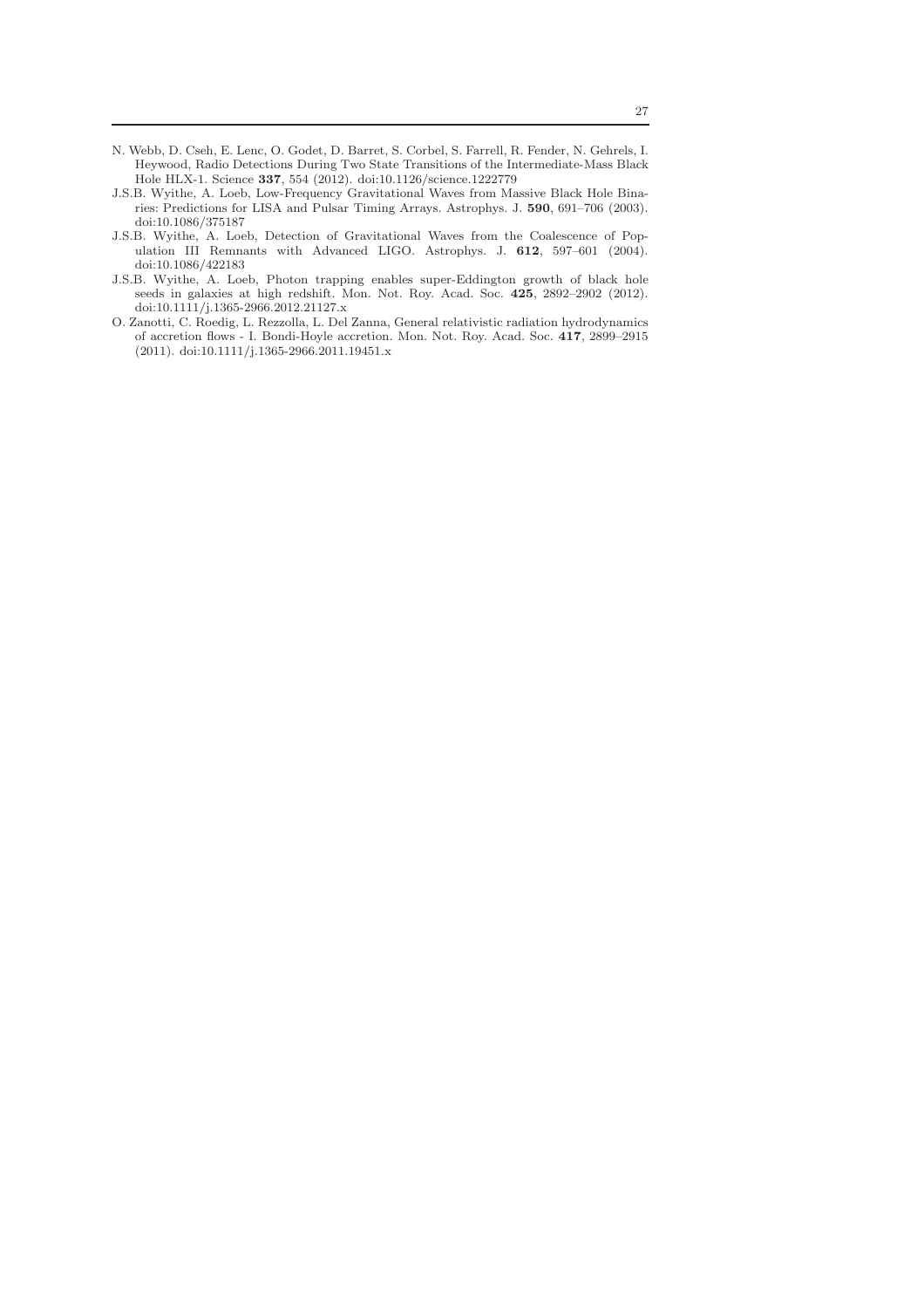N. Webb, D. Cseh, E. Lenc, O. Godet, D. Barret, S. Corbel, S. Farrell, R. Fender, N. Gehrels, I. Heywood, Radio Detections During Two State Transitions of the Intermediate-Mass Black Hole HLX-1. Science **337**, 554 (2012). doi:10.1126/science.1222779

J.S.B. Wyithe, A. Loeb, Low-Frequency Gravitational Waves from Massive Black Hole Binaries: Predictions for LISA and Pulsar Timing Arrays. Astrophys. J. **590**, 691–706 (2003). doi:10.1086/375187

J.S.B. Wyithe, A. Loeb, Detection of Gravitational Waves from the Coalescence of Population III Remnants with Advanced LIGO. Astrophys. J. **612**, 597–601 (2004). doi:10.1086/422183

J.S.B. Wyithe, A. Loeb, Photon trapping enables super-Eddington growth of black hole seeds in galaxies at high redshift. Mon. Not. Roy. Acad. Soc. **425**, 2892–2902 (2012). doi:10.1111/j.1365-2966.2012.21127.x

O. Zanotti, C. Roedig, L. Rezzolla, L. Del Zanna, General relativistic radiation hydrodynamics of accretion flows - I. Bondi-Hoyle accretion. Mon. Not. Roy. Acad. Soc. **417**, 2899–2915 (2011). doi:10.1111/j.1365-2966.2011.19451.x